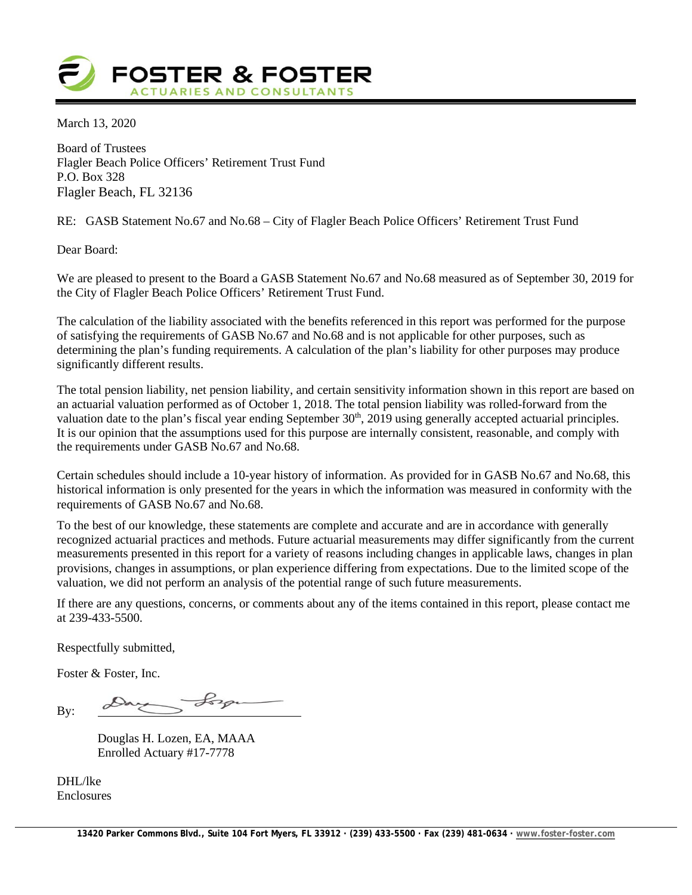**FOSTER & FOSTER**
ACTUARIES AND CONSULTANTS

March 13, 2020

Board of Trustees
Flagler Beach Police Officers' Retirement Trust Fund
P.O. Box 328
Flagler Beach, FL 32136

RE: GASB Statement No.67 and No.68 – City of Flagler Beach Police Officers' Retirement Trust Fund

Dear Board:

We are pleased to present to the Board a GASB Statement No.67 and No.68 measured as of September 30, 2019 for the City of Flagler Beach Police Officers' Retirement Trust Fund.

The calculation of the liability associated with the benefits referenced in this report was performed for the purpose of satisfying the requirements of GASB No.67 and No.68 and is not applicable for other purposes, such as determining the plan's funding requirements. A calculation of the plan's liability for other purposes may produce significantly different results.

The total pension liability, net pension liability, and certain sensitivity information shown in this report are based on an actuarial valuation performed as of October 1, 2018. The total pension liability was rolled-forward from the valuation date to the plan's fiscal year ending September 30th, 2019 using generally accepted actuarial principles. It is our opinion that the assumptions used for this purpose are internally consistent, reasonable, and comply with the requirements under GASB No.67 and No.68.

Certain schedules should include a 10-year history of information. As provided for in GASB No.67 and No.68, this historical information is only presented for the years in which the information was measured in conformity with the requirements of GASB No.67 and No.68.

To the best of our knowledge, these statements are complete and accurate and are in accordance with generally recognized actuarial practices and methods. Future actuarial measurements may differ significantly from the current measurements presented in this report for a variety of reasons including changes in applicable laws, changes in plan provisions, changes in assumptions, or plan experience differing from expectations. Due to the limited scope of the valuation, we did not perform an analysis of the potential range of such future measurements.

If there are any questions, concerns, or comments about any of the items contained in this report, please contact me at 239-433-5500.

Respectfully submitted,

Foster & Foster, Inc.

By: ______________________

Douglas H. Lozen, EA, MAAA
Enrolled Actuary #17-7778

DHL/lke
Enclosures

13420 Parker Commons Blvd., Suite 104 Fort Myers, FL 33912 · (239) 433-5500 · Fax (239) 481-0634 · www.foster-foster.com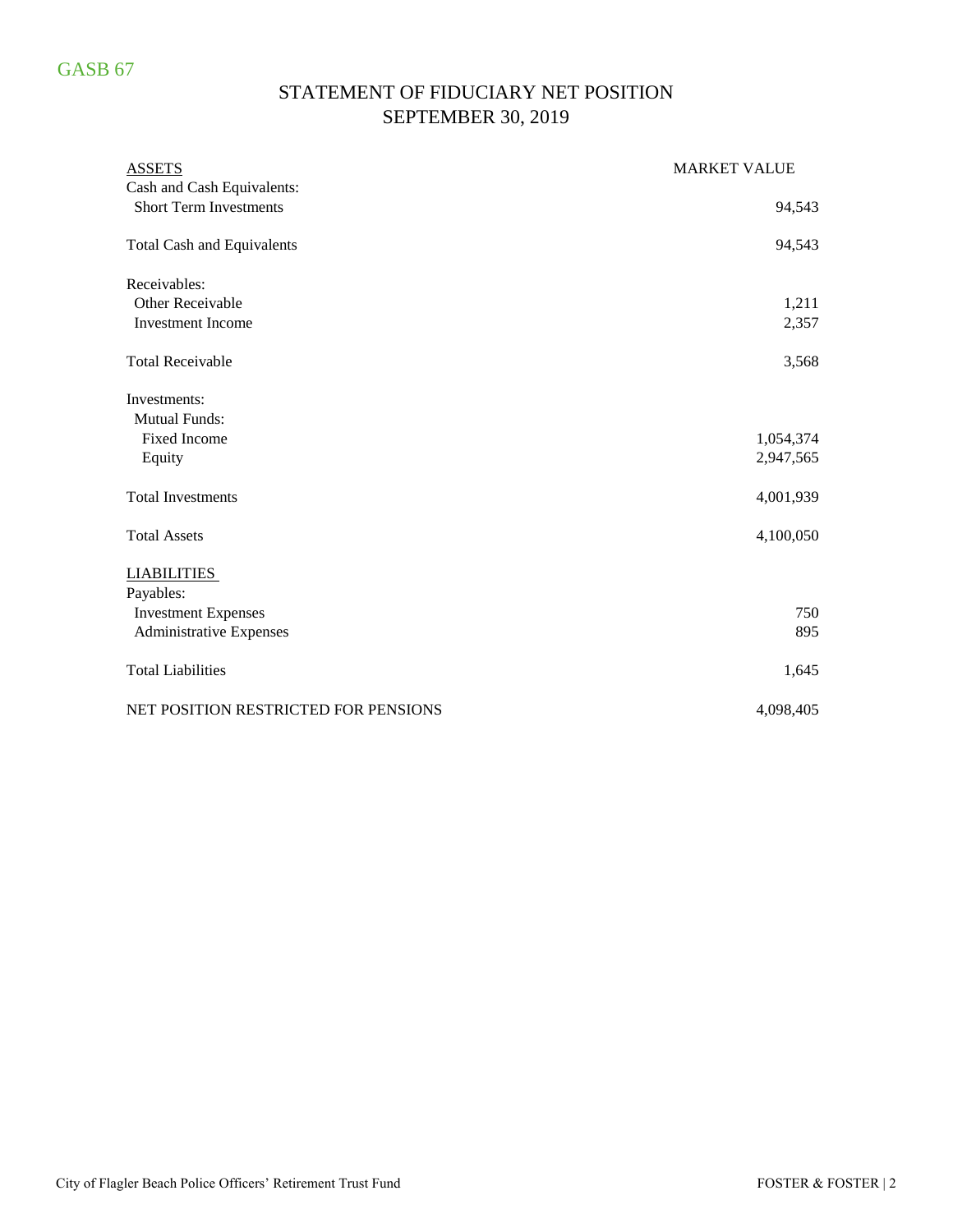GASB 67

# STATEMENT OF FIDUCIARY NET POSITION
## SEPTEMBER 30, 2019

| ASSETS | MARKET VALUE |
|---|---|
| Cash and Cash Equivalents: | |
| Short Term Investments | 94,543 |
| Total Cash and Equivalents | 94,543 |
| Receivables: | |
| Other Receivable | 1,211 |
| Investment Income | 2,357 |
| Total Receivable | 3,568 |
| Investments: | |
| Mutual Funds: | |
| Fixed Income | 1,054,374 |
| Equity | 2,947,565 |
| Total Investments | 4,001,939 |
| Total Assets | 4,100,050 |
| LIABILITIES | |
| Payables: | |
| Investment Expenses | 750 |
| Administrative Expenses | 895 |
| Total Liabilities | 1,645 |
| NET POSITION RESTRICTED FOR PENSIONS | 4,098,405 |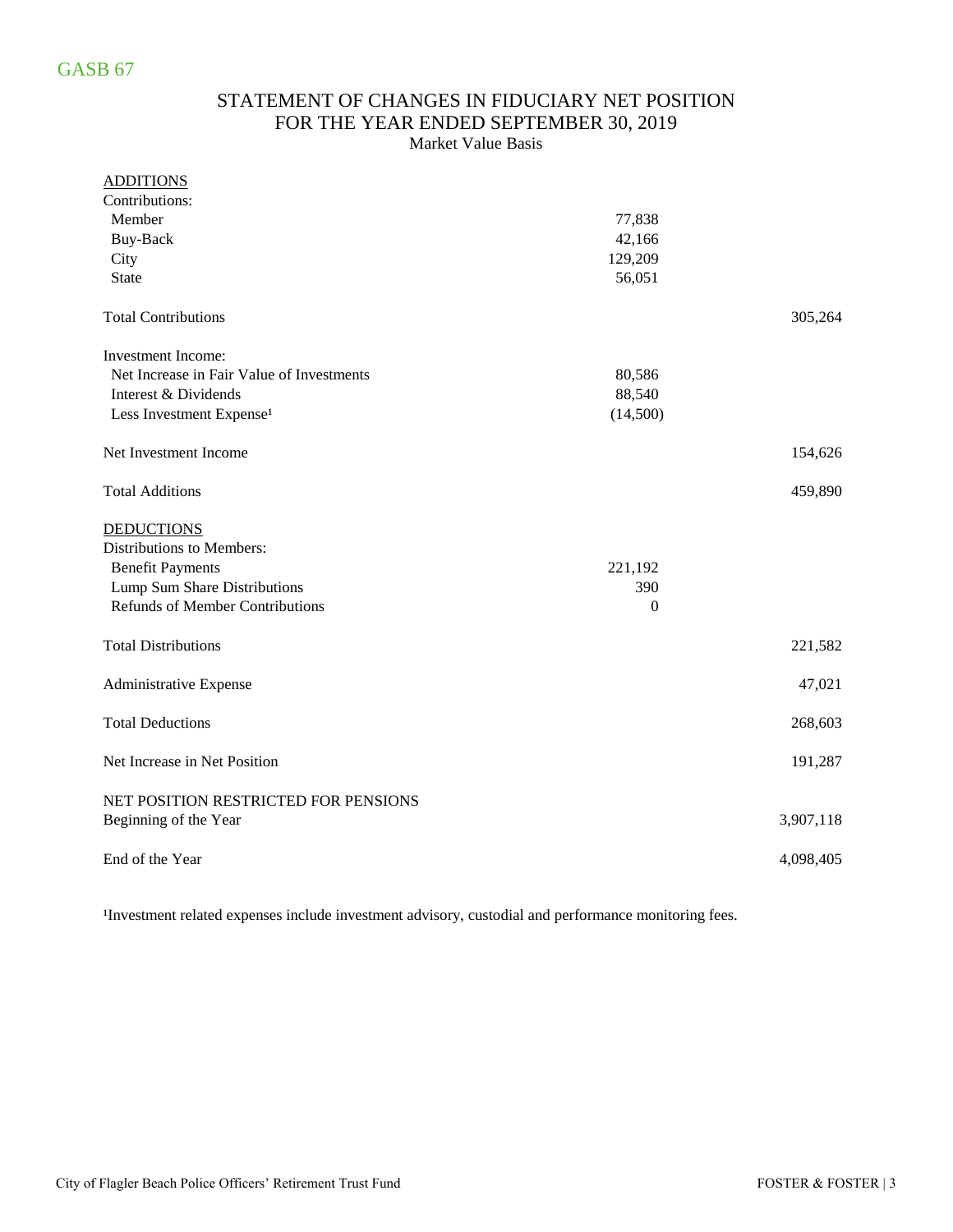GASB 67

# STATEMENT OF CHANGES IN FIDUCIARY NET POSITION
## FOR THE YEAR ENDED SEPTEMBER 30, 2019
Market Value Basis

| | | |
|---|---|---|
| ADDITIONS | | |
| Contributions: | | |
| Member | 77,838 | |
| Buy-Back | 42,166 | |
| City | 129,209 | |
| State | 56,051 | |
| Total Contributions | | 305,264 |
| Investment Income: | | |
| Net Increase in Fair Value of Investments | 80,586 | |
| Interest & Dividends | 88,540 | |
| Less Investment Expense[1] | (14,500) | |
| Net Investment Income | | 154,626 |
| Total Additions | | 459,890 |
| DEDUCTIONS | | |
| Distributions to Members: | | |
| Benefit Payments | 221,192 | |
| Lump Sum Share Distributions | 390 | |
| Refunds of Member Contributions | 0 | |
| Total Distributions | | 221,582 |
| Administrative Expense | | 47,021 |
| Total Deductions | | 268,603 |
| Net Increase in Net Position | | 191,287 |
| NET POSITION RESTRICTED FOR PENSIONS | | |
| Beginning of the Year | | 3,907,118 |
| End of the Year | | 4,098,405 |

[1]Investment related expenses include investment advisory, custodial and performance monitoring fees.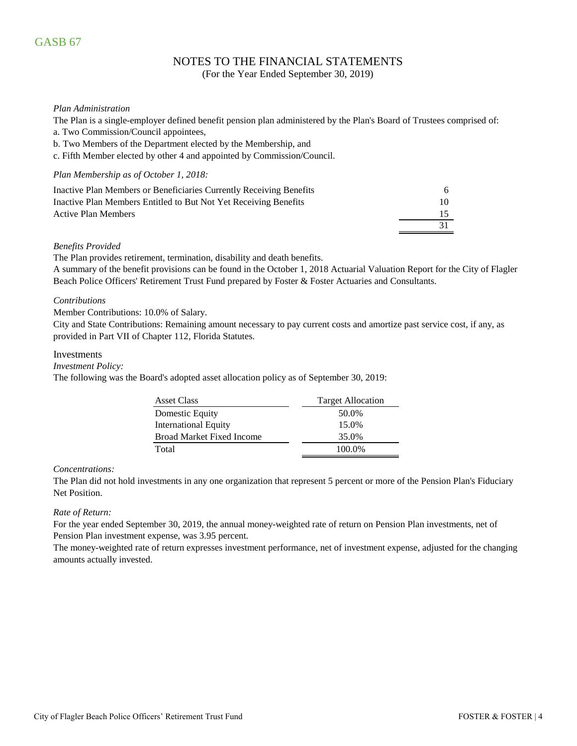GASB 67

# NOTES TO THE FINANCIAL STATEMENTS

(For the Year Ended September 30, 2019)

*Plan Administration*

The Plan is a single-employer defined benefit pension plan administered by the Plan's Board of Trustees comprised of:

a. Two Commission/Council appointees,

b. Two Members of the Department elected by the Membership, and

c. Fifth Member elected by other 4 and appointed by Commission/Council.

*Plan Membership as of October 1, 2018:*

| | |
|---|---|
| Inactive Plan Members or Beneficiaries Currently Receiving Benefits | 6 |
| Inactive Plan Members Entitled to But Not Yet Receiving Benefits | 10 |
| Active Plan Members | 15 |
| | 31 |

*Benefits Provided*

The Plan provides retirement, termination, disability and death benefits.

A summary of the benefit provisions can be found in the October 1, 2018 Actuarial Valuation Report for the City of Flagler Beach Police Officers' Retirement Trust Fund prepared by Foster & Foster Actuaries and Consultants.

*Contributions*

Member Contributions: 10.0% of Salary.

City and State Contributions: Remaining amount necessary to pay current costs and amortize past service cost, if any, as provided in Part VII of Chapter 112, Florida Statutes.

Investments

*Investment Policy:*

The following was the Board's adopted asset allocation policy as of September 30, 2019:

| Asset Class | Target Allocation |
|---|---|
| Domestic Equity | 50.0% |
| International Equity | 15.0% |
| Broad Market Fixed Income | 35.0% |
| Total | 100.0% |

*Concentrations:*

The Plan did not hold investments in any one organization that represent 5 percent or more of the Pension Plan's Fiduciary Net Position.

*Rate of Return:*

For the year ended September 30, 2019, the annual money-weighted rate of return on Pension Plan investments, net of Pension Plan investment expense, was 3.95 percent.

The money-weighted rate of return expresses investment performance, net of investment expense, adjusted for the changing amounts actually invested.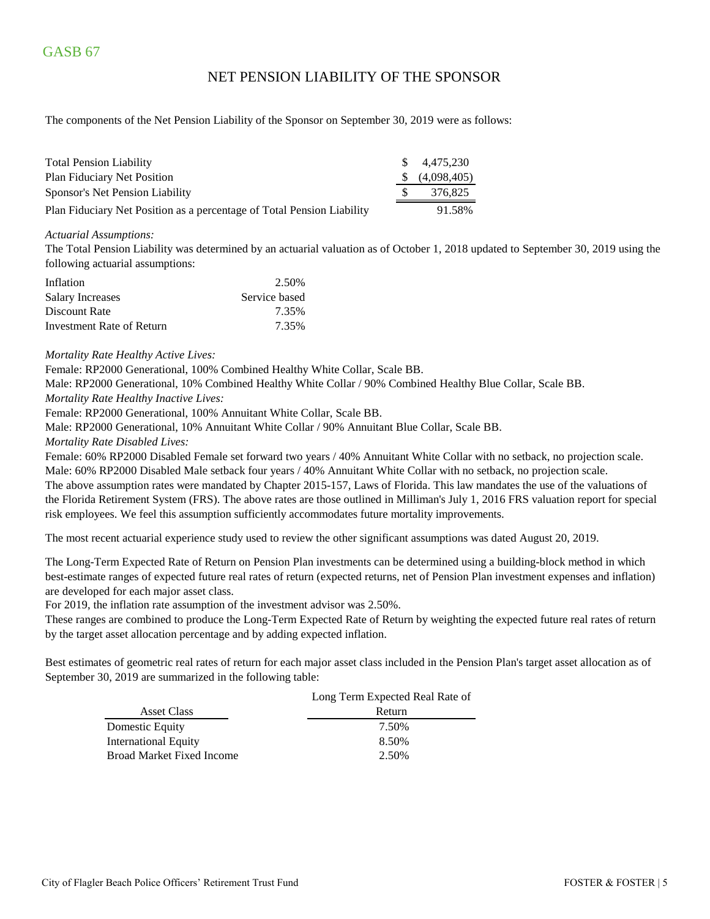# GASB 67

## NET PENSION LIABILITY OF THE SPONSOR

The components of the Net Pension Liability of the Sponsor on September 30, 2019 were as follows:

| | |
|---|---|
| Total Pension Liability | $ 4,475,230 |
| Plan Fiduciary Net Position | $ (4,098,405) |
| Sponsor's Net Pension Liability | $ 376,825 |
| Plan Fiduciary Net Position as a percentage of Total Pension Liability | 91.58% |

*Actuarial Assumptions:*

The Total Pension Liability was determined by an actuarial valuation as of October 1, 2018 updated to September 30, 2019 using the following actuarial assumptions:

| | |
|---|---|
| Inflation | 2.50% |
| Salary Increases | Service based |
| Discount Rate | 7.35% |
| Investment Rate of Return | 7.35% |

*Mortality Rate Healthy Active Lives:*

Female: RP2000 Generational, 100% Combined Healthy White Collar, Scale BB.

Male: RP2000 Generational, 10% Combined Healthy White Collar / 90% Combined Healthy Blue Collar, Scale BB.

*Mortality Rate Healthy Inactive Lives:*

Female: RP2000 Generational, 100% Annuitant White Collar, Scale BB.

Male: RP2000 Generational, 10% Annuitant White Collar / 90% Annuitant Blue Collar, Scale BB.

*Mortality Rate Disabled Lives:*

Female: 60% RP2000 Disabled Female set forward two years / 40% Annuitant White Collar with no setback, no projection scale.

Male: 60% RP2000 Disabled Male setback four years / 40% Annuitant White Collar with no setback, no projection scale.

The above assumption rates were mandated by Chapter 2015-157, Laws of Florida. This law mandates the use of the valuations of the Florida Retirement System (FRS). The above rates are those outlined in Milliman's July 1, 2016 FRS valuation report for special risk employees. We feel this assumption sufficiently accommodates future mortality improvements.

The most recent actuarial experience study used to review the other significant assumptions was dated August 20, 2019.

The Long-Term Expected Rate of Return on Pension Plan investments can be determined using a building-block method in which best-estimate ranges of expected future real rates of return (expected returns, net of Pension Plan investment expenses and inflation) are developed for each major asset class.

For 2019, the inflation rate assumption of the investment advisor was 2.50%.

These ranges are combined to produce the Long-Term Expected Rate of Return by weighting the expected future real rates of return by the target asset allocation percentage and by adding expected inflation.

Best estimates of geometric real rates of return for each major asset class included in the Pension Plan's target asset allocation as of September 30, 2019 are summarized in the following table:

| Asset Class | Long Term Expected Real Rate of Return |
|---|---|
| Domestic Equity | 7.50% |
| International Equity | 8.50% |
| Broad Market Fixed Income | 2.50% |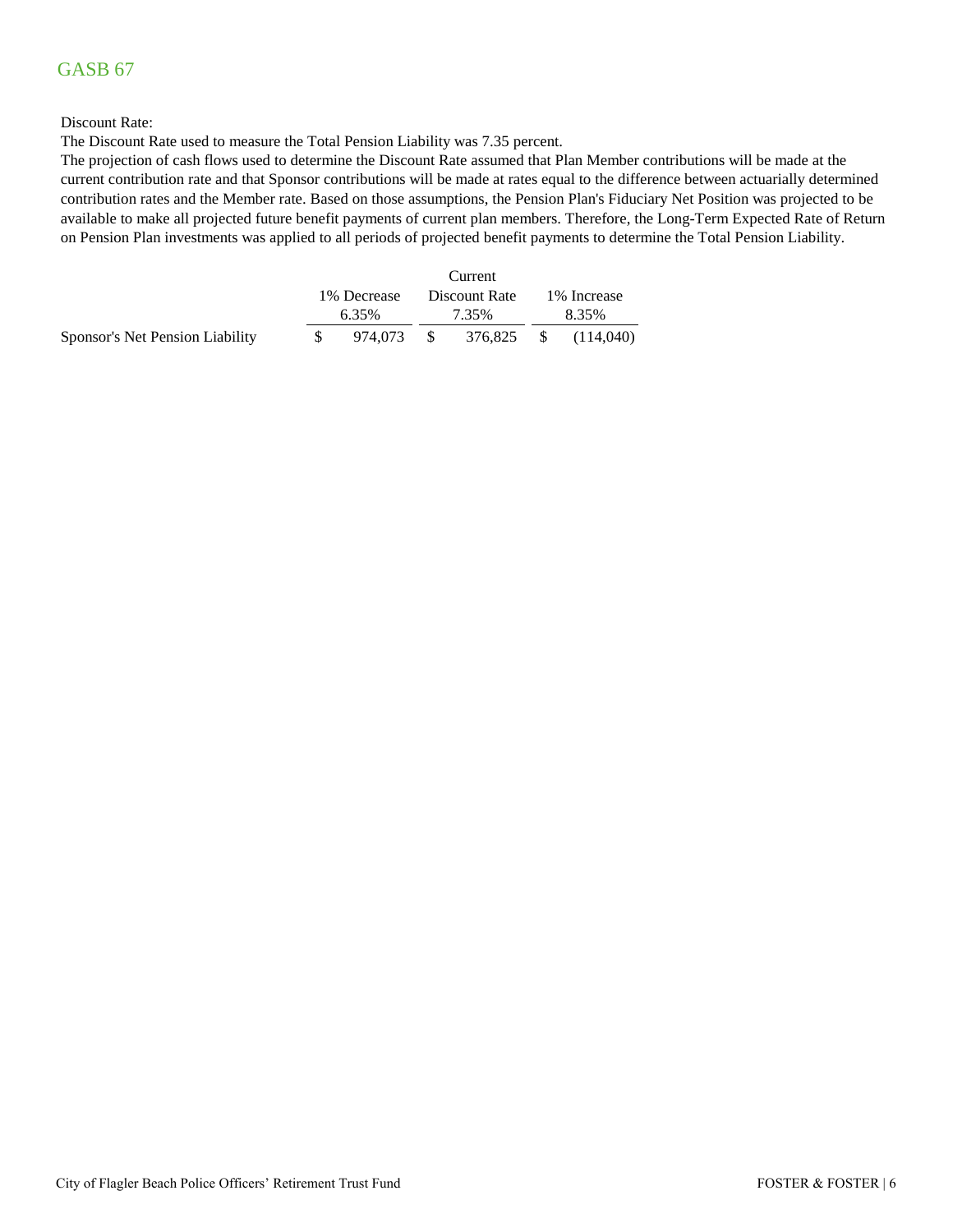## GASB 67

Discount Rate:

The Discount Rate used to measure the Total Pension Liability was 7.35 percent.

The projection of cash flows used to determine the Discount Rate assumed that Plan Member contributions will be made at the current contribution rate and that Sponsor contributions will be made at rates equal to the difference between actuarially determined contribution rates and the Member rate. Based on those assumptions, the Pension Plan's Fiduciary Net Position was projected to be available to make all projected future benefit payments of current plan members. Therefore, the Long-Term Expected Rate of Return on Pension Plan investments was applied to all periods of projected benefit payments to determine the Total Pension Liability.

| | 1% Decrease 6.35% | Current Discount Rate 7.35% | 1% Increase 8.35% |
|---|---|---|---|
| Sponsor's Net Pension Liability | $ 974,073 | $ 376,825 | $ (114,040) |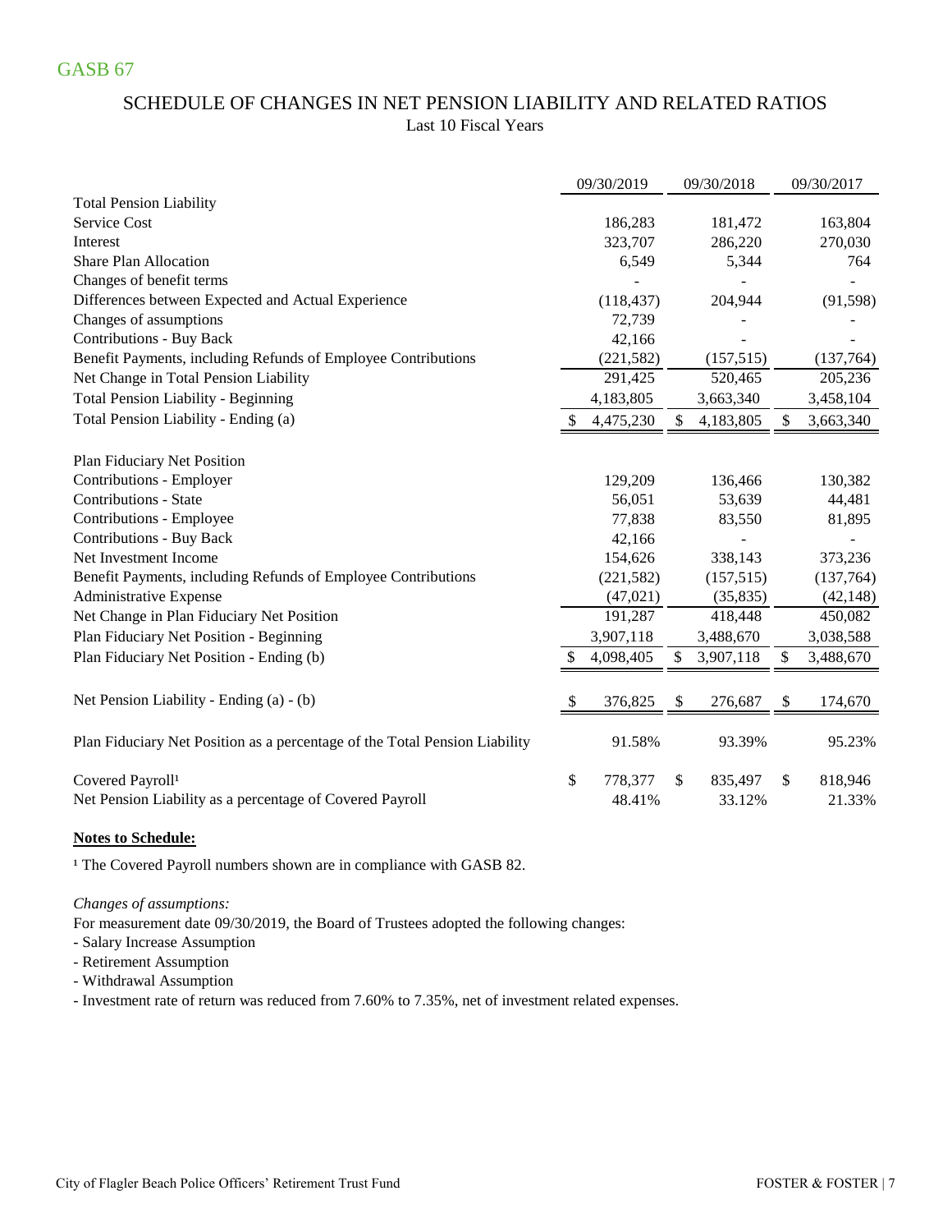GASB 67

## SCHEDULE OF CHANGES IN NET PENSION LIABILITY AND RELATED RATIOS

Last 10 Fiscal Years

| | 09/30/2019 | 09/30/2018 | 09/30/2017 |
|---|---|---|---|
| **Total Pension Liability** | | | |
| Service Cost | 186,283 | 181,472 | 163,804 |
| Interest | 323,707 | 286,220 | 270,030 |
| Share Plan Allocation | 6,549 | 5,344 | 764 |
| Changes of benefit terms | - | - | - |
| Differences between Expected and Actual Experience | (118,437) | 204,944 | (91,598) |
| Changes of assumptions | 72,739 | - | - |
| Contributions - Buy Back | 42,166 | - | - |
| Benefit Payments, including Refunds of Employee Contributions | (221,582) | (157,515) | (137,764) |
| Net Change in Total Pension Liability | 291,425 | 520,465 | 205,236 |
| Total Pension Liability - Beginning | 4,183,805 | 3,663,340 | 3,458,104 |
| Total Pension Liability - Ending (a) | $ 4,475,230 | $ 4,183,805 | $ 3,663,340 |
| | | | |
| **Plan Fiduciary Net Position** | | | |
| Contributions - Employer | 129,209 | 136,466 | 130,382 |
| Contributions - State | 56,051 | 53,639 | 44,481 |
| Contributions - Employee | 77,838 | 83,550 | 81,895 |
| Contributions - Buy Back | 42,166 | - | - |
| Net Investment Income | 154,626 | 338,143 | 373,236 |
| Benefit Payments, including Refunds of Employee Contributions | (221,582) | (157,515) | (137,764) |
| Administrative Expense | (47,021) | (35,835) | (42,148) |
| Net Change in Plan Fiduciary Net Position | 191,287 | 418,448 | 450,082 |
| Plan Fiduciary Net Position - Beginning | 3,907,118 | 3,488,670 | 3,038,588 |
| Plan Fiduciary Net Position - Ending (b) | $ 4,098,405 | $ 3,907,118 | $ 3,488,670 |
| | | | |
| Net Pension Liability - Ending (a) - (b) | $ 376,825 | $ 276,687 | $ 174,670 |
| | | | |
| Plan Fiduciary Net Position as a percentage of the Total Pension Liability | 91.58% | 93.39% | 95.23% |
| | | | |
| Covered Payroll[1] | $ 778,377 | $ 835,497 | $ 818,946 |
| Net Pension Liability as a percentage of Covered Payroll | 48.41% | 33.12% | 21.33% |

**Notes to Schedule:**

[1] The Covered Payroll numbers shown are in compliance with GASB 82.

*Changes of assumptions:*

For measurement date 09/30/2019, the Board of Trustees adopted the following changes:

- Salary Increase Assumption
- Retirement Assumption
- Withdrawal Assumption
- Investment rate of return was reduced from 7.60% to 7.35%, net of investment related expenses.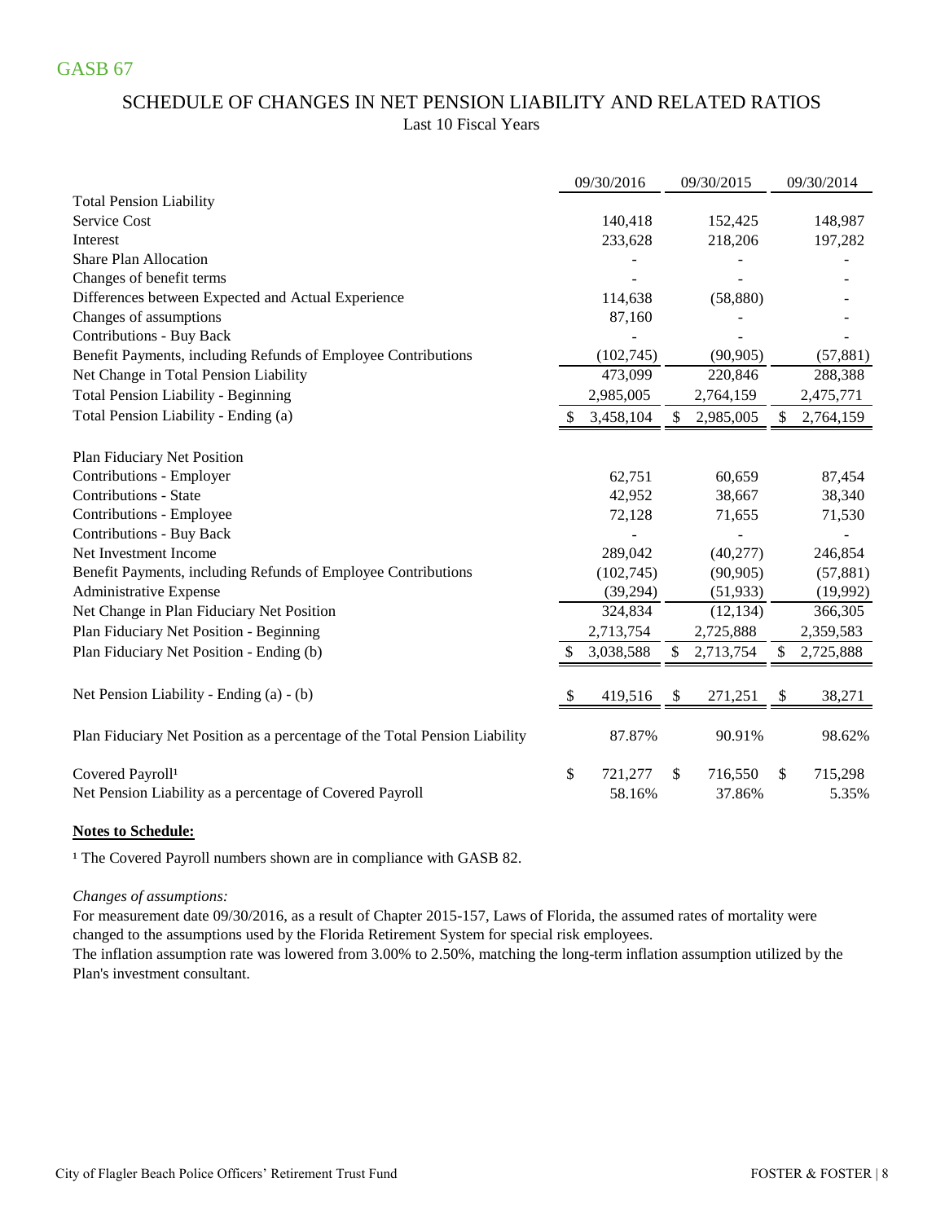GASB 67

## SCHEDULE OF CHANGES IN NET PENSION LIABILITY AND RELATED RATIOS

Last 10 Fiscal Years

| | 09/30/2016 | 09/30/2015 | 09/30/2014 |
|---|---|---|---|
| **Total Pension Liability** | | | |
| Service Cost | 140,418 | 152,425 | 148,987 |
| Interest | 233,628 | 218,206 | 197,282 |
| Share Plan Allocation | - | - | - |
| Changes of benefit terms | - | - | - |
| Differences between Expected and Actual Experience | 114,638 | (58,880) | - |
| Changes of assumptions | 87,160 | - | - |
| Contributions - Buy Back | - | - | - |
| Benefit Payments, including Refunds of Employee Contributions | (102,745) | (90,905) | (57,881) |
| Net Change in Total Pension Liability | 473,099 | 220,846 | 288,388 |
| Total Pension Liability - Beginning | 2,985,005 | 2,764,159 | 2,475,771 |
| Total Pension Liability - Ending (a) | $ 3,458,104 | $ 2,985,005 | $ 2,764,159 |
| **Plan Fiduciary Net Position** | | | |
| Contributions - Employer | 62,751 | 60,659 | 87,454 |
| Contributions - State | 42,952 | 38,667 | 38,340 |
| Contributions - Employee | 72,128 | 71,655 | 71,530 |
| Contributions - Buy Back | - | - | - |
| Net Investment Income | 289,042 | (40,277) | 246,854 |
| Benefit Payments, including Refunds of Employee Contributions | (102,745) | (90,905) | (57,881) |
| Administrative Expense | (39,294) | (51,933) | (19,992) |
| Net Change in Plan Fiduciary Net Position | 324,834 | (12,134) | 366,305 |
| Plan Fiduciary Net Position - Beginning | 2,713,754 | 2,725,888 | 2,359,583 |
| Plan Fiduciary Net Position - Ending (b) | $ 3,038,588 | $ 2,713,754 | $ 2,725,888 |
| Net Pension Liability - Ending (a) - (b) | $ 419,516 | $ 271,251 | $ 38,271 |
| Plan Fiduciary Net Position as a percentage of the Total Pension Liability | 87.87% | 90.91% | 98.62% |
| Covered Payroll[1] | $ 721,277 | $ 716,550 | $ 715,298 |
| Net Pension Liability as a percentage of Covered Payroll | 58.16% | 37.86% | 5.35% |

**Notes to Schedule:**

[1] The Covered Payroll numbers shown are in compliance with GASB 82.

*Changes of assumptions:*

For measurement date 09/30/2016, as a result of Chapter 2015-157, Laws of Florida, the assumed rates of mortality were changed to the assumptions used by the Florida Retirement System for special risk employees.

The inflation assumption rate was lowered from 3.00% to 2.50%, matching the long-term inflation assumption utilized by the Plan's investment consultant.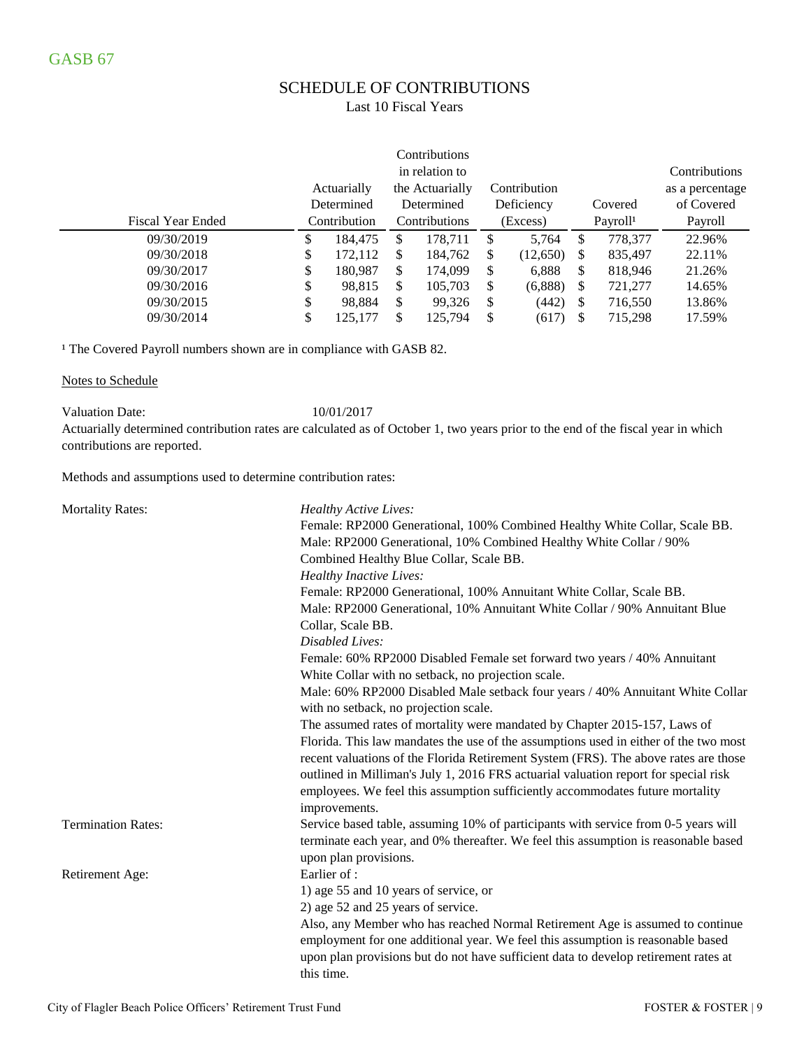GASB 67

## SCHEDULE OF CONTRIBUTIONS

Last 10 Fiscal Years

| Fiscal Year Ended | Actuarially Determined Contribution | Contributions in relation to the Actuarially Determined Contributions | Contribution Deficiency (Excess) | Covered Payroll[1] | Contributions as a percentage of Covered Payroll |
|---|---|---|---|---|---|
| 09/30/2019 | $ 184,475 | $ 178,711 | $ 5,764 | $ 778,377 | 22.96% |
| 09/30/2018 | $ 172,112 | $ 184,762 | $ (12,650) | $ 835,497 | 22.11% |
| 09/30/2017 | $ 180,987 | $ 174,099 | $ 6,888 | $ 818,946 | 21.26% |
| 09/30/2016 | $ 98,815 | $ 105,703 | $ (6,888) | $ 721,277 | 14.65% |
| 09/30/2015 | $ 98,884 | $ 99,326 | $ (442) | $ 716,550 | 13.86% |
| 09/30/2014 | $ 125,177 | $ 125,794 | $ (617) | $ 715,298 | 17.59% |

[1] The Covered Payroll numbers shown are in compliance with GASB 82.

Notes to Schedule

Valuation Date: 10/01/2017

Actuarially determined contribution rates are calculated as of October 1, two years prior to the end of the fiscal year in which contributions are reported.

Methods and assumptions used to determine contribution rates:

Mortality Rates:

*Healthy Active Lives:*
Female: RP2000 Generational, 100% Combined Healthy White Collar, Scale BB.
Male: RP2000 Generational, 10% Combined Healthy White Collar / 90% Combined Healthy Blue Collar, Scale BB.
*Healthy Inactive Lives:*
Female: RP2000 Generational, 100% Annuitant White Collar, Scale BB.
Male: RP2000 Generational, 10% Annuitant White Collar / 90% Annuitant Blue Collar, Scale BB.
*Disabled Lives:*
Female: 60% RP2000 Disabled Female set forward two years / 40% Annuitant White Collar with no setback, no projection scale.
Male: 60% RP2000 Disabled Male setback four years / 40% Annuitant White Collar with no setback, no projection scale.
The assumed rates of mortality were mandated by Chapter 2015-157, Laws of Florida. This law mandates the use of the assumptions used in either of the two most recent valuations of the Florida Retirement System (FRS). The above rates are those outlined in Milliman's July 1, 2016 FRS actuarial valuation report for special risk employees. We feel this assumption sufficiently accommodates future mortality improvements.

Termination Rates:

Service based table, assuming 10% of participants with service from 0-5 years will terminate each year, and 0% thereafter. We feel this assumption is reasonable based upon plan provisions.

Retirement Age:

Earlier of :
1) age 55 and 10 years of service, or
2) age 52 and 25 years of service.
Also, any Member who has reached Normal Retirement Age is assumed to continue employment for one additional year. We feel this assumption is reasonable based upon plan provisions but do not have sufficient data to develop retirement rates at this time.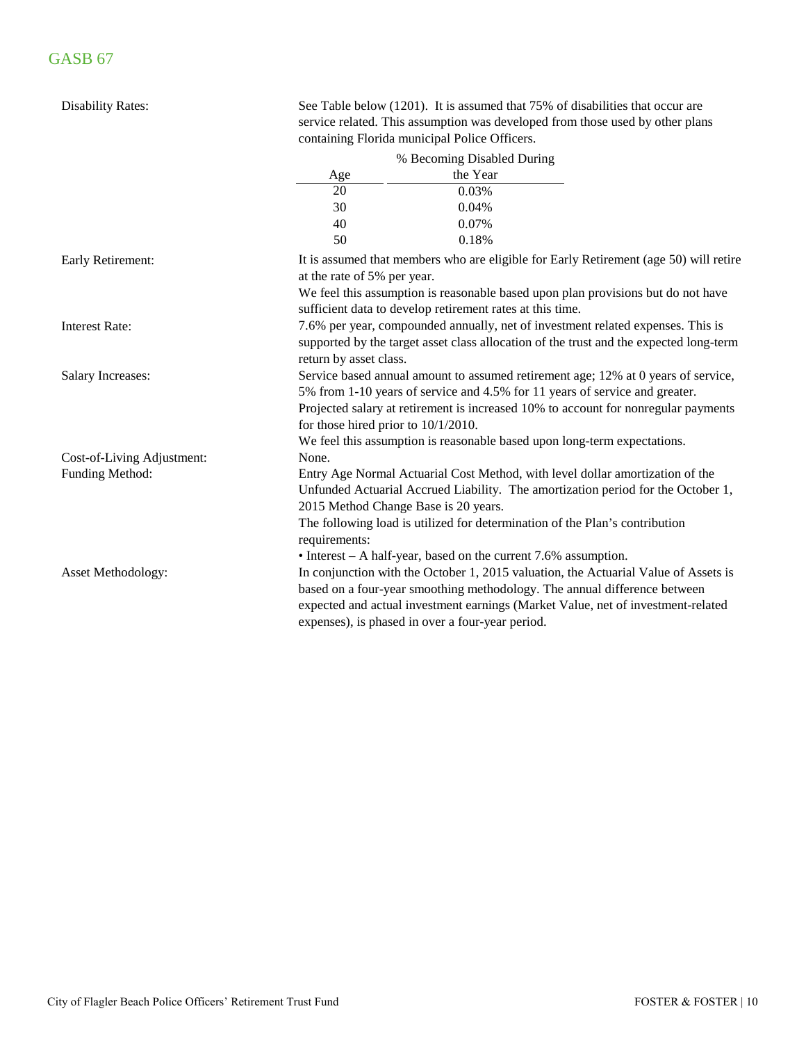## GASB 67

**Disability Rates:**

See Table below (1201). It is assumed that 75% of disabilities that occur are service related. This assumption was developed from those used by other plans containing Florida municipal Police Officers.

| Age | % Becoming Disabled During the Year |
|---|---|
| 20 | 0.03% |
| 30 | 0.04% |
| 40 | 0.07% |
| 50 | 0.18% |

**Early Retirement:**

It is assumed that members who are eligible for Early Retirement (age 50) will retire at the rate of 5% per year.

We feel this assumption is reasonable based upon plan provisions but do not have sufficient data to develop retirement rates at this time.

**Interest Rate:**

7.6% per year, compounded annually, net of investment related expenses. This is supported by the target asset class allocation of the trust and the expected long-term return by asset class.

**Salary Increases:**

Service based annual amount to assumed retirement age; 12% at 0 years of service, 5% from 1-10 years of service and 4.5% for 11 years of service and greater. Projected salary at retirement is increased 10% to account for nonregular payments for those hired prior to 10/1/2010.

We feel this assumption is reasonable based upon long-term expectations.

**Cost-of-Living Adjustment:**

None.

**Funding Method:**

Entry Age Normal Actuarial Cost Method, with level dollar amortization of the Unfunded Actuarial Accrued Liability. The amortization period for the October 1, 2015 Method Change Base is 20 years.

The following load is utilized for determination of the Plan's contribution requirements:

- Interest – A half-year, based on the current 7.6% assumption.

**Asset Methodology:**

In conjunction with the October 1, 2015 valuation, the Actuarial Value of Assets is based on a four-year smoothing methodology. The annual difference between expected and actual investment earnings (Market Value, net of investment-related expenses), is phased in over a four-year period.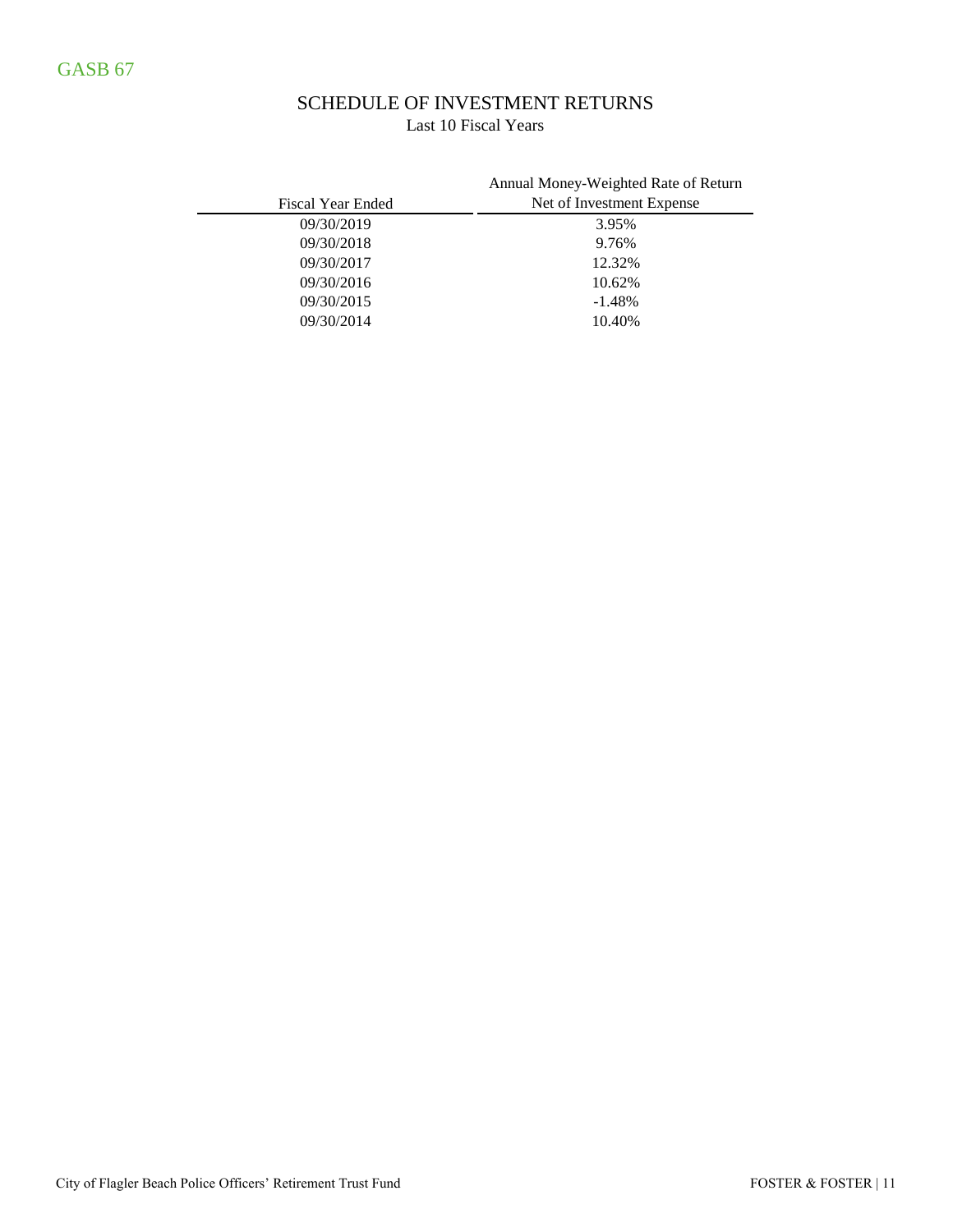GASB 67

# SCHEDULE OF INVESTMENT RETURNS

Last 10 Fiscal Years

| Fiscal Year Ended | Annual Money-Weighted Rate of Return Net of Investment Expense |
|---|---|
| 09/30/2019 | 3.95% |
| 09/30/2018 | 9.76% |
| 09/30/2017 | 12.32% |
| 09/30/2016 | 10.62% |
| 09/30/2015 | -1.48% |
| 09/30/2014 | 10.40% |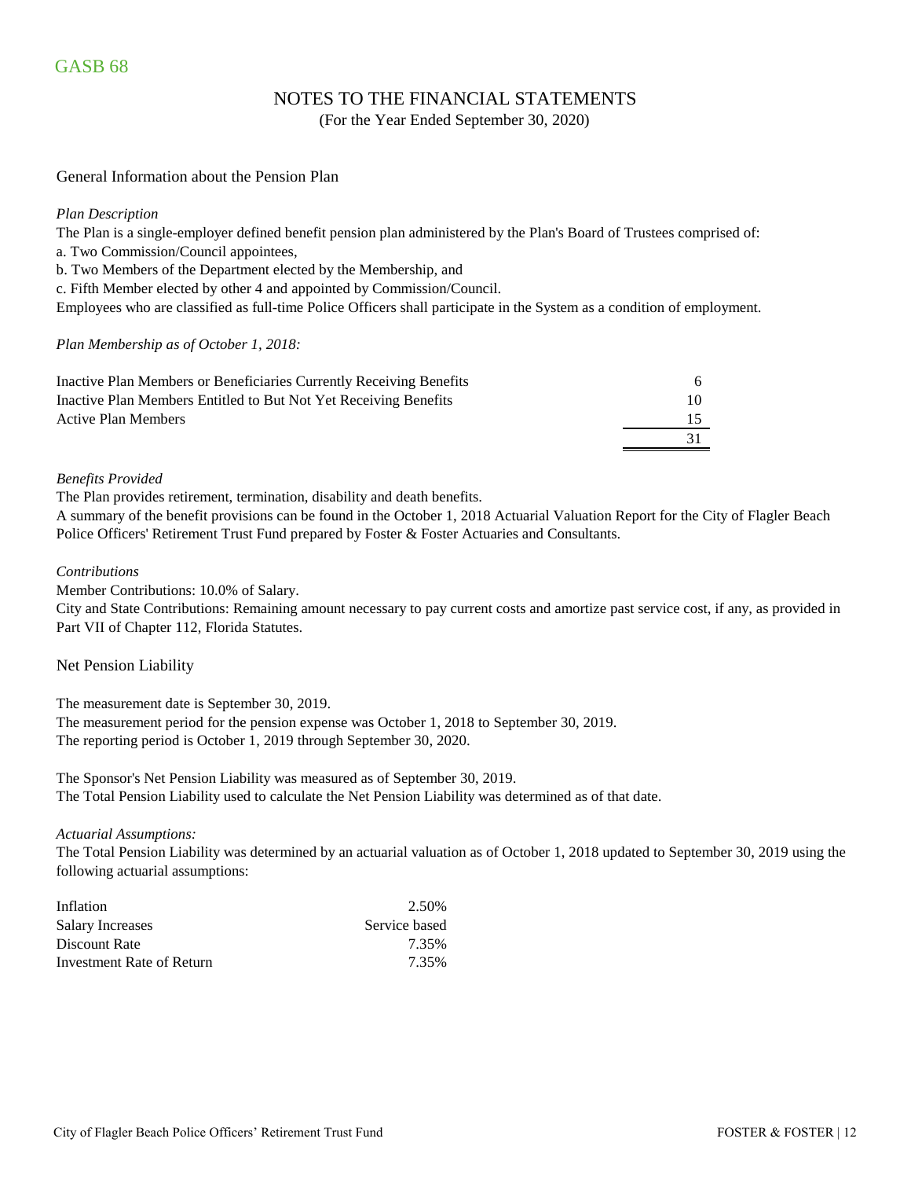GASB 68

# NOTES TO THE FINANCIAL STATEMENTS

(For the Year Ended September 30, 2020)

## General Information about the Pension Plan

*Plan Description*

The Plan is a single-employer defined benefit pension plan administered by the Plan's Board of Trustees comprised of:

a. Two Commission/Council appointees,

b. Two Members of the Department elected by the Membership, and

c. Fifth Member elected by other 4 and appointed by Commission/Council.

Employees who are classified as full-time Police Officers shall participate in the System as a condition of employment.

*Plan Membership as of October 1, 2018:*

| | |
|---|---|
| Inactive Plan Members or Beneficiaries Currently Receiving Benefits | 6 |
| Inactive Plan Members Entitled to But Not Yet Receiving Benefits | 10 |
| Active Plan Members | 15 |
| | 31 |

*Benefits Provided*

The Plan provides retirement, termination, disability and death benefits.

A summary of the benefit provisions can be found in the October 1, 2018 Actuarial Valuation Report for the City of Flagler Beach Police Officers' Retirement Trust Fund prepared by Foster & Foster Actuaries and Consultants.

*Contributions*

Member Contributions: 10.0% of Salary.

City and State Contributions: Remaining amount necessary to pay current costs and amortize past service cost, if any, as provided in Part VII of Chapter 112, Florida Statutes.

## Net Pension Liability

The measurement date is September 30, 2019.

The measurement period for the pension expense was October 1, 2018 to September 30, 2019.

The reporting period is October 1, 2019 through September 30, 2020.

The Sponsor's Net Pension Liability was measured as of September 30, 2019.

The Total Pension Liability used to calculate the Net Pension Liability was determined as of that date.

*Actuarial Assumptions:*

The Total Pension Liability was determined by an actuarial valuation as of October 1, 2018 updated to September 30, 2019 using the following actuarial assumptions:

| | |
|---|---|
| Inflation | 2.50% |
| Salary Increases | Service based |
| Discount Rate | 7.35% |
| Investment Rate of Return | 7.35% |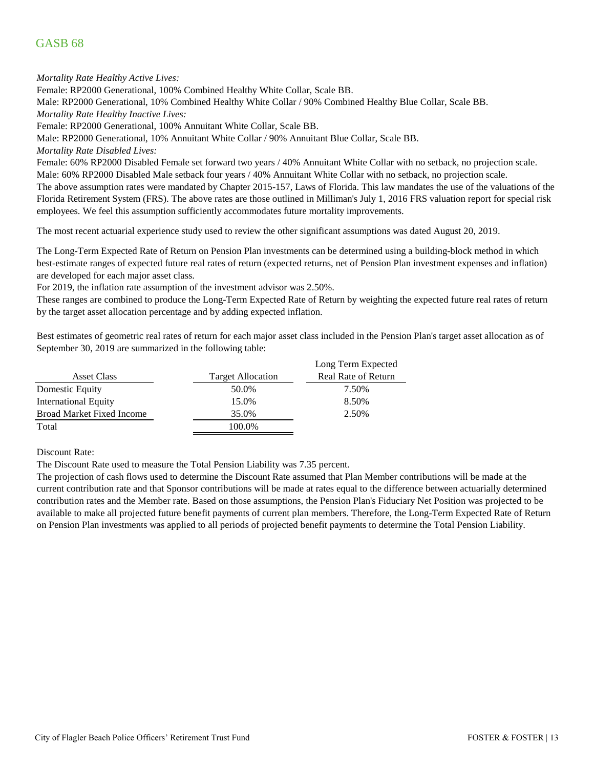# GASB 68

*Mortality Rate Healthy Active Lives:*

Female: RP2000 Generational, 100% Combined Healthy White Collar, Scale BB.

Male: RP2000 Generational, 10% Combined Healthy White Collar / 90% Combined Healthy Blue Collar, Scale BB.

*Mortality Rate Healthy Inactive Lives:*

Female: RP2000 Generational, 100% Annuitant White Collar, Scale BB.

Male: RP2000 Generational, 10% Annuitant White Collar / 90% Annuitant Blue Collar, Scale BB.

*Mortality Rate Disabled Lives:*

Female: 60% RP2000 Disabled Female set forward two years / 40% Annuitant White Collar with no setback, no projection scale.

Male: 60% RP2000 Disabled Male setback four years / 40% Annuitant White Collar with no setback, no projection scale.

The above assumption rates were mandated by Chapter 2015-157, Laws of Florida. This law mandates the use of the valuations of the Florida Retirement System (FRS). The above rates are those outlined in Milliman's July 1, 2016 FRS valuation report for special risk employees. We feel this assumption sufficiently accommodates future mortality improvements.

The most recent actuarial experience study used to review the other significant assumptions was dated August 20, 2019.

The Long-Term Expected Rate of Return on Pension Plan investments can be determined using a building-block method in which best-estimate ranges of expected future real rates of return (expected returns, net of Pension Plan investment expenses and inflation) are developed for each major asset class.

For 2019, the inflation rate assumption of the investment advisor was 2.50%.

These ranges are combined to produce the Long-Term Expected Rate of Return by weighting the expected future real rates of return by the target asset allocation percentage and by adding expected inflation.

Best estimates of geometric real rates of return for each major asset class included in the Pension Plan's target asset allocation as of September 30, 2019 are summarized in the following table:

| Asset Class | Target Allocation | Long Term Expected Real Rate of Return |
|---|---|---|
| Domestic Equity | 50.0% | 7.50% |
| International Equity | 15.0% | 8.50% |
| Broad Market Fixed Income | 35.0% | 2.50% |
| Total | 100.0% | |

Discount Rate:

The Discount Rate used to measure the Total Pension Liability was 7.35 percent.

The projection of cash flows used to determine the Discount Rate assumed that Plan Member contributions will be made at the current contribution rate and that Sponsor contributions will be made at rates equal to the difference between actuarially determined contribution rates and the Member rate. Based on those assumptions, the Pension Plan's Fiduciary Net Position was projected to be available to make all projected future benefit payments of current plan members. Therefore, the Long-Term Expected Rate of Return on Pension Plan investments was applied to all periods of projected benefit payments to determine the Total Pension Liability.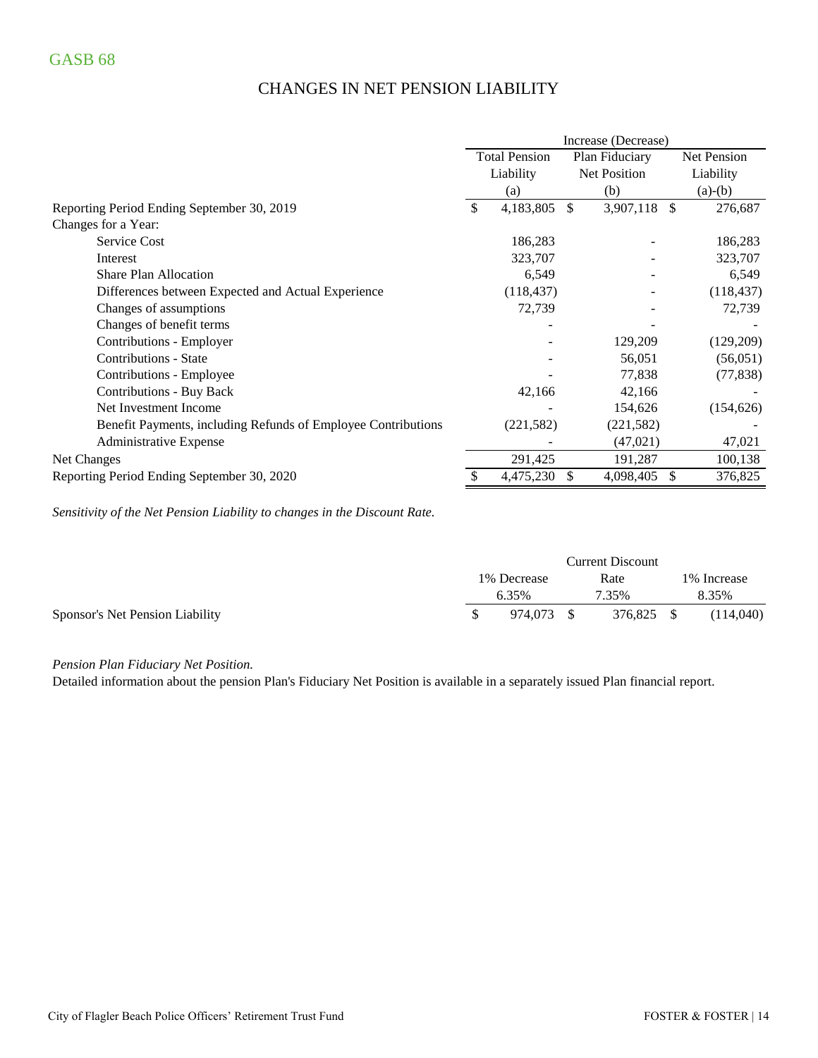# GASB 68

## CHANGES IN NET PENSION LIABILITY

| | Increase (Decrease) | | |
|---|---|---|---|
| | Total Pension Liability (a) | Plan Fiduciary Net Position (b) | Net Pension Liability (a)-(b) |
| Reporting Period Ending September 30, 2019 | $ 4,183,805 | $ 3,907,118 | $ 276,687 |
| Changes for a Year: | | | |
| Service Cost | 186,283 | - | 186,283 |
| Interest | 323,707 | - | 323,707 |
| Share Plan Allocation | 6,549 | - | 6,549 |
| Differences between Expected and Actual Experience | (118,437) | - | (118,437) |
| Changes of assumptions | 72,739 | - | 72,739 |
| Changes of benefit terms | - | - | - |
| Contributions - Employer | - | 129,209 | (129,209) |
| Contributions - State | - | 56,051 | (56,051) |
| Contributions - Employee | - | 77,838 | (77,838) |
| Contributions - Buy Back | 42,166 | 42,166 | - |
| Net Investment Income | - | 154,626 | (154,626) |
| Benefit Payments, including Refunds of Employee Contributions | (221,582) | (221,582) | - |
| Administrative Expense | - | (47,021) | 47,021 |
| Net Changes | 291,425 | 191,287 | 100,138 |
| Reporting Period Ending September 30, 2020 | $ 4,475,230 | $ 4,098,405 | $ 376,825 |

*Sensitivity of the Net Pension Liability to changes in the Discount Rate.*

| | 1% Decrease 6.35% | Current Discount Rate 7.35% | 1% Increase 8.35% |
|---|---|---|---|
| Sponsor's Net Pension Liability | $ 974,073 | $ 376,825 | $ (114,040) |

*Pension Plan Fiduciary Net Position.*

Detailed information about the pension Plan's Fiduciary Net Position is available in a separately issued Plan financial report.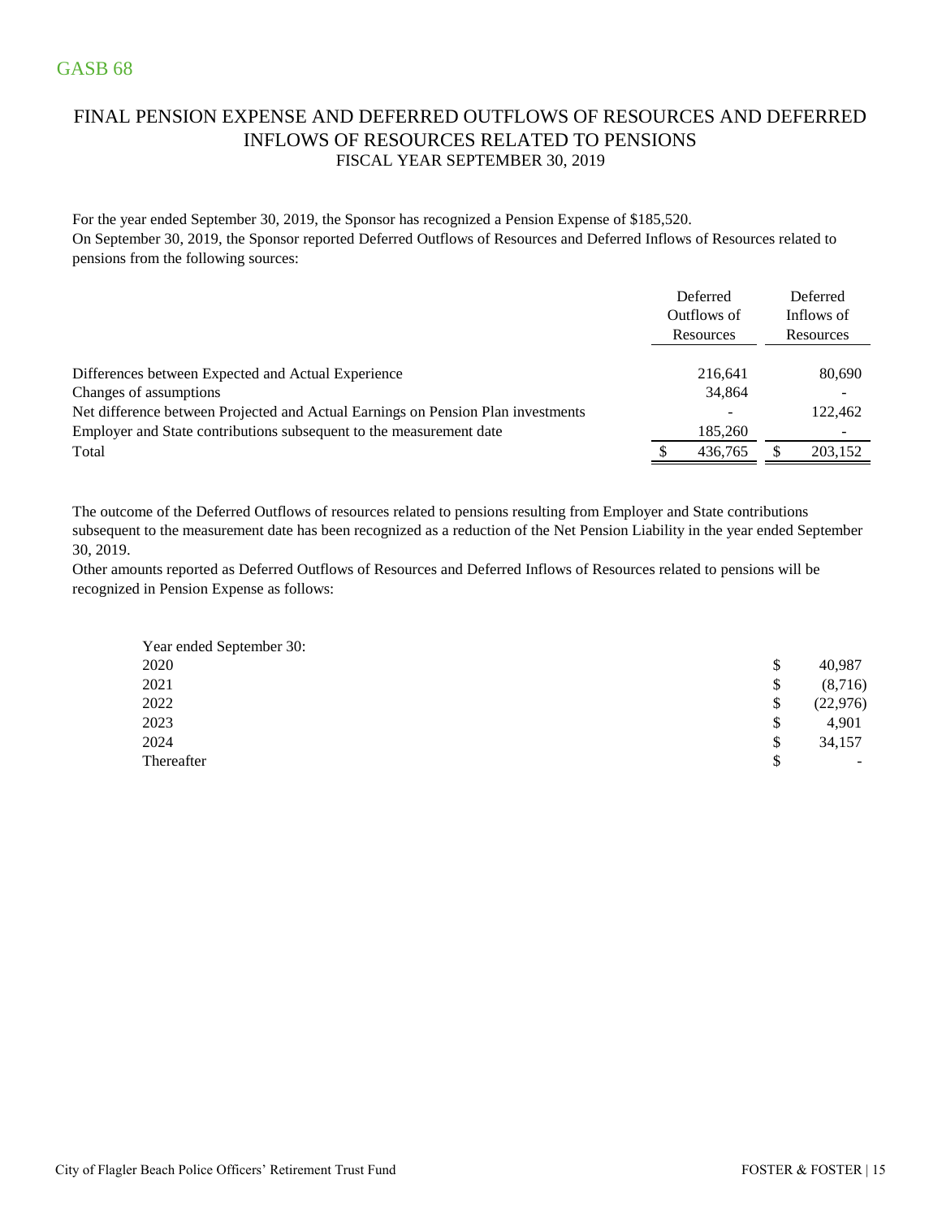GASB 68

# FINAL PENSION EXPENSE AND DEFERRED OUTFLOWS OF RESOURCES AND DEFERRED INFLOWS OF RESOURCES RELATED TO PENSIONS

FISCAL YEAR SEPTEMBER 30, 2019

For the year ended September 30, 2019, the Sponsor has recognized a Pension Expense of $185,520.
On September 30, 2019, the Sponsor reported Deferred Outflows of Resources and Deferred Inflows of Resources related to pensions from the following sources:

| | Deferred Outflows of Resources | Deferred Inflows of Resources |
|---|---|---|
| Differences between Expected and Actual Experience | 216,641 | 80,690 |
| Changes of assumptions | 34,864 | - |
| Net difference between Projected and Actual Earnings on Pension Plan investments | - | 122,462 |
| Employer and State contributions subsequent to the measurement date | 185,260 | - |
| Total | $ 436,765 | $ 203,152 |

The outcome of the Deferred Outflows of resources related to pensions resulting from Employer and State contributions subsequent to the measurement date has been recognized as a reduction of the Net Pension Liability in the year ended September 30, 2019.
Other amounts reported as Deferred Outflows of Resources and Deferred Inflows of Resources related to pensions will be recognized in Pension Expense as follows:

| Year ended September 30: | |
|---|---|
| 2020 | $ 40,987 |
| 2021 | $ (8,716) |
| 2022 | $ (22,976) |
| 2023 | $ 4,901 |
| 2024 | $ 34,157 |
| Thereafter | $ - |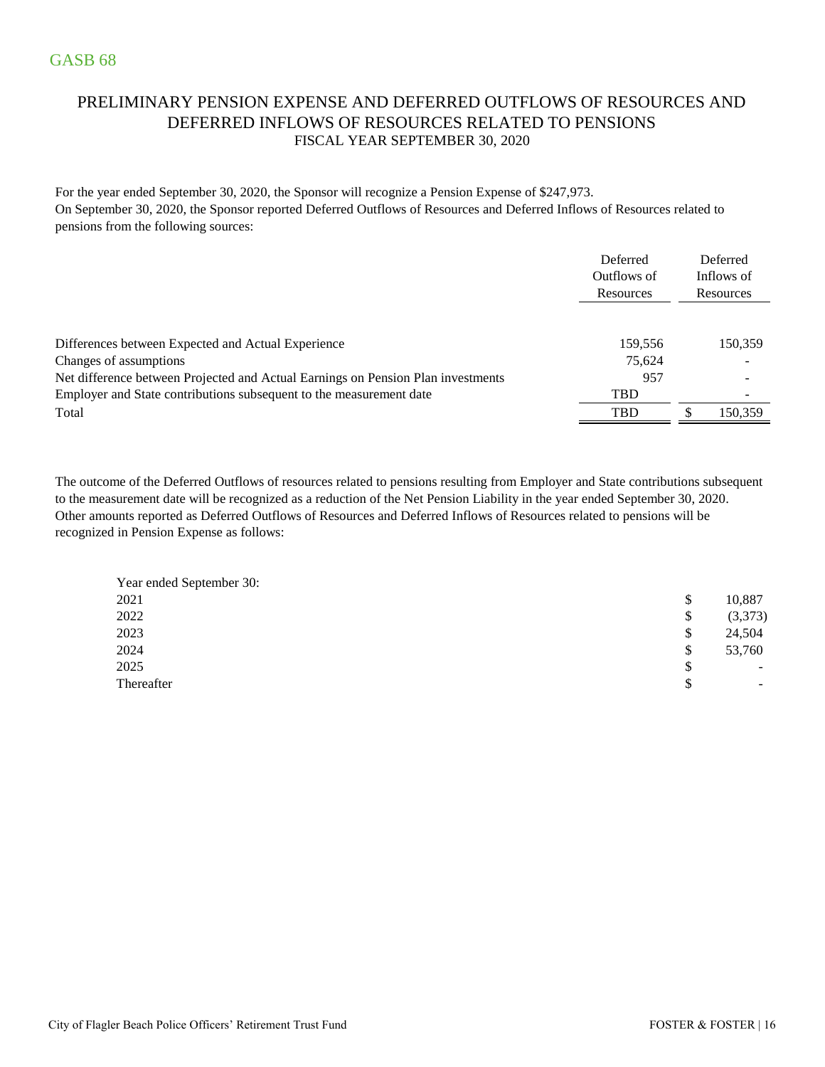GASB 68

# PRELIMINARY PENSION EXPENSE AND DEFERRED OUTFLOWS OF RESOURCES AND DEFERRED INFLOWS OF RESOURCES RELATED TO PENSIONS

FISCAL YEAR SEPTEMBER 30, 2020

For the year ended September 30, 2020, the Sponsor will recognize a Pension Expense of $247,973.
On September 30, 2020, the Sponsor reported Deferred Outflows of Resources and Deferred Inflows of Resources related to pensions from the following sources:

| | Deferred Outflows of Resources | Deferred Inflows of Resources |
|---|---|---|
| Differences between Expected and Actual Experience | 159,556 | 150,359 |
| Changes of assumptions | 75,624 | - |
| Net difference between Projected and Actual Earnings on Pension Plan investments | 957 | - |
| Employer and State contributions subsequent to the measurement date | TBD | - |
| Total | TBD | $ 150,359 |

The outcome of the Deferred Outflows of resources related to pensions resulting from Employer and State contributions subsequent to the measurement date will be recognized as a reduction of the Net Pension Liability in the year ended September 30, 2020. Other amounts reported as Deferred Outflows of Resources and Deferred Inflows of Resources related to pensions will be recognized in Pension Expense as follows:

| Year ended September 30: | |
|---|---|
| 2021 | $ 10,887 |
| 2022 | $ (3,373) |
| 2023 | $ 24,504 |
| 2024 | $ 53,760 |
| 2025 | $ - |
| Thereafter | $ - |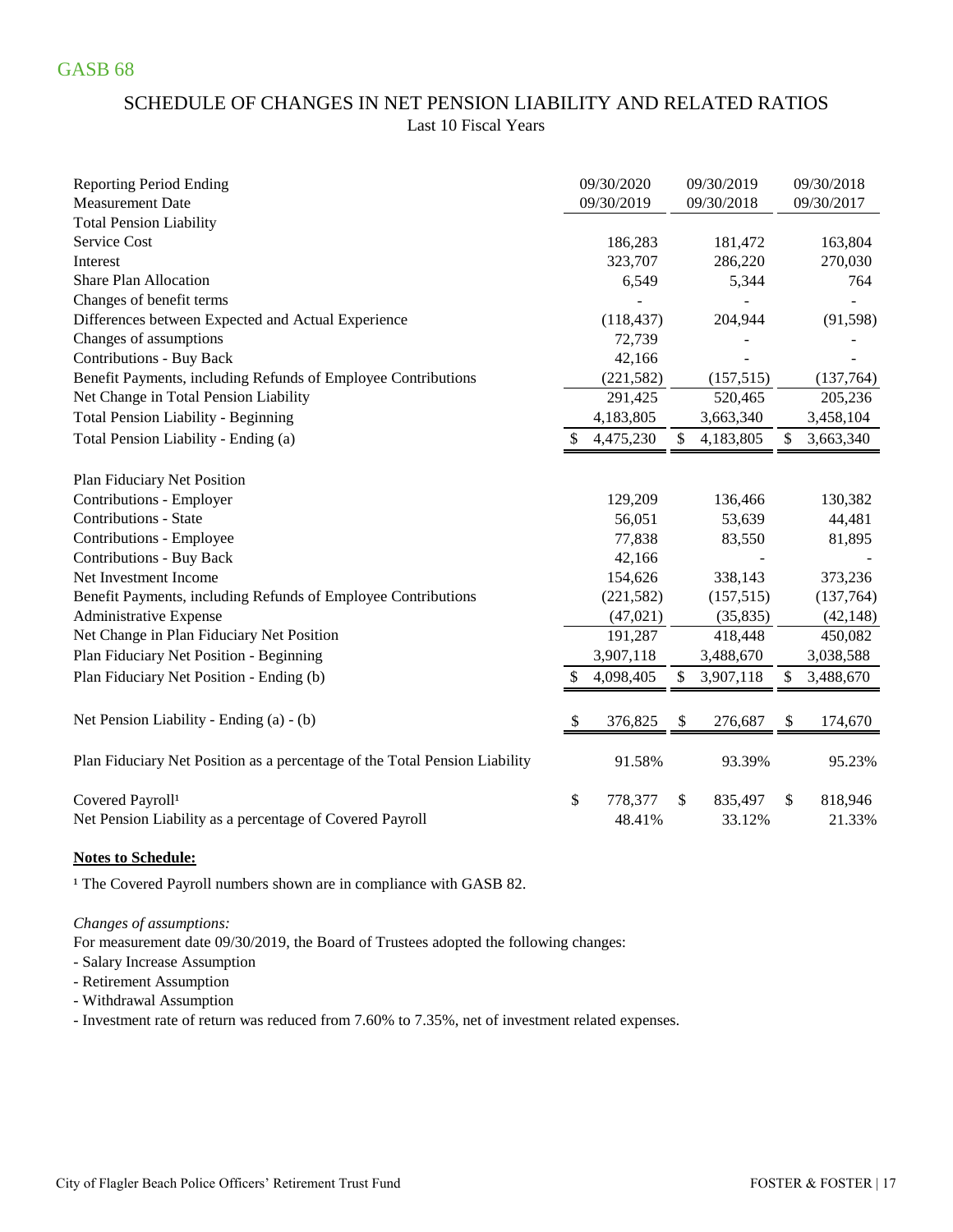GASB 68

## SCHEDULE OF CHANGES IN NET PENSION LIABILITY AND RELATED RATIOS

Last 10 Fiscal Years

| Reporting Period Ending | 09/30/2020 | 09/30/2019 | 09/30/2018 |
|---|---|---|---|
| Measurement Date | 09/30/2019 | 09/30/2018 | 09/30/2017 |
| **Total Pension Liability** | | | |
| Service Cost | 186,283 | 181,472 | 163,804 |
| Interest | 323,707 | 286,220 | 270,030 |
| Share Plan Allocation | 6,549 | 5,344 | 764 |
| Changes of benefit terms | - | - | - |
| Differences between Expected and Actual Experience | (118,437) | 204,944 | (91,598) |
| Changes of assumptions | 72,739 | - | - |
| Contributions - Buy Back | 42,166 | - | - |
| Benefit Payments, including Refunds of Employee Contributions | (221,582) | (157,515) | (137,764) |
| Net Change in Total Pension Liability | 291,425 | 520,465 | 205,236 |
| Total Pension Liability - Beginning | 4,183,805 | 3,663,340 | 3,458,104 |
| Total Pension Liability - Ending (a) | $ 4,475,230 | $ 4,183,805 | $ 3,663,340 |
| **Plan Fiduciary Net Position** | | | |
| Contributions - Employer | 129,209 | 136,466 | 130,382 |
| Contributions - State | 56,051 | 53,639 | 44,481 |
| Contributions - Employee | 77,838 | 83,550 | 81,895 |
| Contributions - Buy Back | 42,166 | - | - |
| Net Investment Income | 154,626 | 338,143 | 373,236 |
| Benefit Payments, including Refunds of Employee Contributions | (221,582) | (157,515) | (137,764) |
| Administrative Expense | (47,021) | (35,835) | (42,148) |
| Net Change in Plan Fiduciary Net Position | 191,287 | 418,448 | 450,082 |
| Plan Fiduciary Net Position - Beginning | 3,907,118 | 3,488,670 | 3,038,588 |
| Plan Fiduciary Net Position - Ending (b) | $ 4,098,405 | $ 3,907,118 | $ 3,488,670 |
| Net Pension Liability - Ending (a) - (b) | $ 376,825 | $ 276,687 | $ 174,670 |
| Plan Fiduciary Net Position as a percentage of the Total Pension Liability | 91.58% | 93.39% | 95.23% |
| Covered Payroll[1] | $ 778,377 | $ 835,497 | $ 818,946 |
| Net Pension Liability as a percentage of Covered Payroll | 48.41% | 33.12% | 21.33% |

**Notes to Schedule:**

[1] The Covered Payroll numbers shown are in compliance with GASB 82.

*Changes of assumptions:*

For measurement date 09/30/2019, the Board of Trustees adopted the following changes:

- Salary Increase Assumption
- Retirement Assumption
- Withdrawal Assumption
- Investment rate of return was reduced from 7.60% to 7.35%, net of investment related expenses.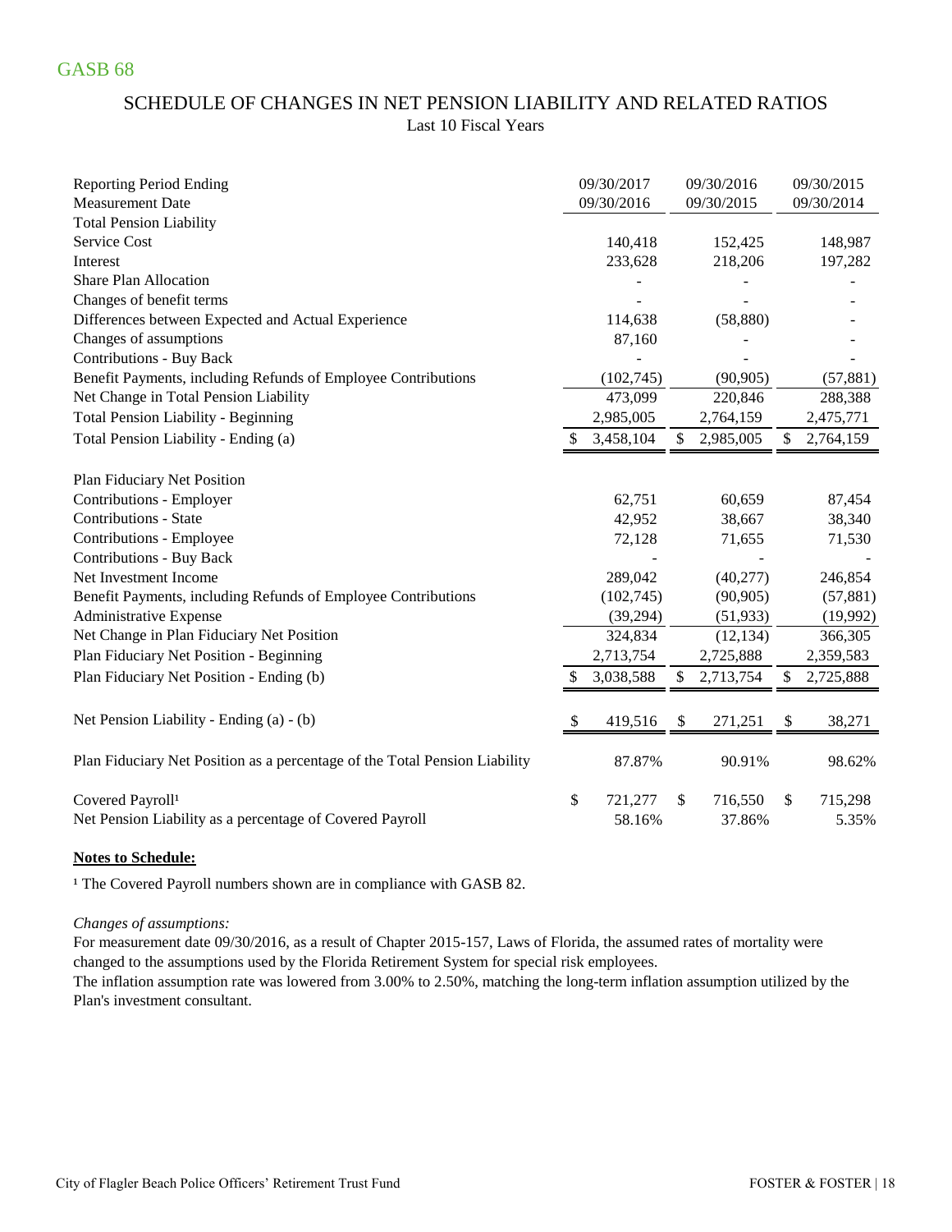GASB 68

## SCHEDULE OF CHANGES IN NET PENSION LIABILITY AND RELATED RATIOS

Last 10 Fiscal Years

| Reporting Period Ending | 09/30/2017 | 09/30/2016 | 09/30/2015 |
|---|---|---|---|
| Measurement Date | 09/30/2016 | 09/30/2015 | 09/30/2014 |
| **Total Pension Liability** | | | |
| Service Cost | 140,418 | 152,425 | 148,987 |
| Interest | 233,628 | 218,206 | 197,282 |
| Share Plan Allocation | - | - | - |
| Changes of benefit terms | - | - | - |
| Differences between Expected and Actual Experience | 114,638 | (58,880) | - |
| Changes of assumptions | 87,160 | - | - |
| Contributions - Buy Back | - | - | - |
| Benefit Payments, including Refunds of Employee Contributions | (102,745) | (90,905) | (57,881) |
| Net Change in Total Pension Liability | 473,099 | 220,846 | 288,388 |
| Total Pension Liability - Beginning | 2,985,005 | 2,764,159 | 2,475,771 |
| Total Pension Liability - Ending (a) | $ 3,458,104 | $ 2,985,005 | $ 2,764,159 |
| | | | |
| **Plan Fiduciary Net Position** | | | |
| Contributions - Employer | 62,751 | 60,659 | 87,454 |
| Contributions - State | 42,952 | 38,667 | 38,340 |
| Contributions - Employee | 72,128 | 71,655 | 71,530 |
| Contributions - Buy Back | - | - | - |
| Net Investment Income | 289,042 | (40,277) | 246,854 |
| Benefit Payments, including Refunds of Employee Contributions | (102,745) | (90,905) | (57,881) |
| Administrative Expense | (39,294) | (51,933) | (19,992) |
| Net Change in Plan Fiduciary Net Position | 324,834 | (12,134) | 366,305 |
| Plan Fiduciary Net Position - Beginning | 2,713,754 | 2,725,888 | 2,359,583 |
| Plan Fiduciary Net Position - Ending (b) | $ 3,038,588 | $ 2,713,754 | $ 2,725,888 |
| | | | |
| Net Pension Liability - Ending (a) - (b) | $ 419,516 | $ 271,251 | $ 38,271 |
| | | | |
| Plan Fiduciary Net Position as a percentage of the Total Pension Liability | 87.87% | 90.91% | 98.62% |
| | | | |
| Covered Payroll[1] | $ 721,277 | $ 716,550 | $ 715,298 |
| Net Pension Liability as a percentage of Covered Payroll | 58.16% | 37.86% | 5.35% |

**Notes to Schedule:**

[1] The Covered Payroll numbers shown are in compliance with GASB 82.

*Changes of assumptions:*

For measurement date 09/30/2016, as a result of Chapter 2015-157, Laws of Florida, the assumed rates of mortality were changed to the assumptions used by the Florida Retirement System for special risk employees.

The inflation assumption rate was lowered from 3.00% to 2.50%, matching the long-term inflation assumption utilized by the Plan's investment consultant.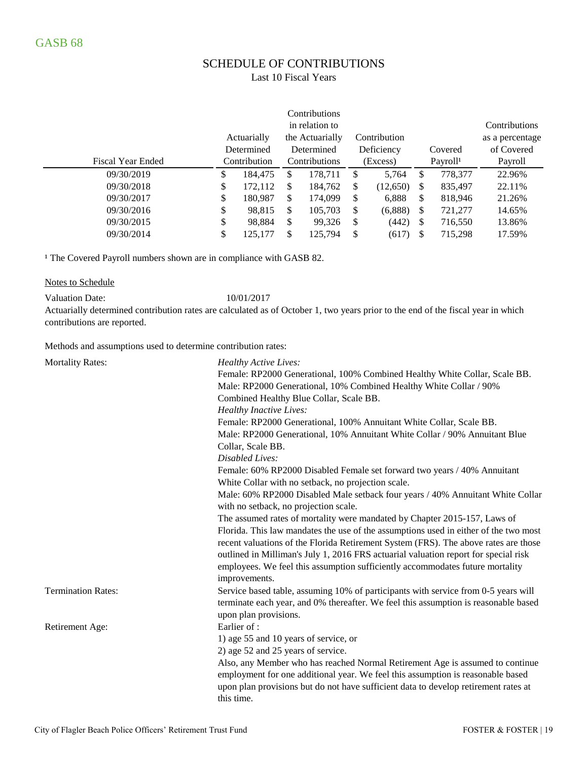GASB 68

## SCHEDULE OF CONTRIBUTIONS

Last 10 Fiscal Years

| Fiscal Year Ended | Actuarially Determined Contribution | Contributions in relation to the Actuarially Determined Contributions | Contribution Deficiency (Excess) | Covered Payroll[1] | Contributions as a percentage of Covered Payroll |
|---|---|---|---|---|---|
| 09/30/2019 | $ 184,475 | $ 178,711 | $ 5,764 | $ 778,377 | 22.96% |
| 09/30/2018 | $ 172,112 | $ 184,762 | $ (12,650) | $ 835,497 | 22.11% |
| 09/30/2017 | $ 180,987 | $ 174,099 | $ 6,888 | $ 818,946 | 21.26% |
| 09/30/2016 | $ 98,815 | $ 105,703 | $ (6,888) | $ 721,277 | 14.65% |
| 09/30/2015 | $ 98,884 | $ 99,326 | $ (442) | $ 716,550 | 13.86% |
| 09/30/2014 | $ 125,177 | $ 125,794 | $ (617) | $ 715,298 | 17.59% |

[1] The Covered Payroll numbers shown are in compliance with GASB 82.

Notes to Schedule

Valuation Date: 10/01/2017

Actuarially determined contribution rates are calculated as of October 1, two years prior to the end of the fiscal year in which contributions are reported.

Methods and assumptions used to determine contribution rates:

Mortality Rates:

*Healthy Active Lives:*
Female: RP2000 Generational, 100% Combined Healthy White Collar, Scale BB.
Male: RP2000 Generational, 10% Combined Healthy White Collar / 90% Combined Healthy Blue Collar, Scale BB.
*Healthy Inactive Lives:*
Female: RP2000 Generational, 100% Annuitant White Collar, Scale BB.
Male: RP2000 Generational, 10% Annuitant White Collar / 90% Annuitant Blue Collar, Scale BB.
*Disabled Lives:*
Female: 60% RP2000 Disabled Female set forward two years / 40% Annuitant White Collar with no setback, no projection scale.
Male: 60% RP2000 Disabled Male setback four years / 40% Annuitant White Collar with no setback, no projection scale.
The assumed rates of mortality were mandated by Chapter 2015-157, Laws of Florida. This law mandates the use of the assumptions used in either of the two most recent valuations of the Florida Retirement System (FRS). The above rates are those outlined in Milliman's July 1, 2016 FRS actuarial valuation report for special risk employees. We feel this assumption sufficiently accommodates future mortality improvements.

Termination Rates:

Service based table, assuming 10% of participants with service from 0-5 years will terminate each year, and 0% thereafter. We feel this assumption is reasonable based upon plan provisions.

Retirement Age:

Earlier of :
1) age 55 and 10 years of service, or
2) age 52 and 25 years of service.
Also, any Member who has reached Normal Retirement Age is assumed to continue employment for one additional year. We feel this assumption is reasonable based upon plan provisions but do not have sufficient data to develop retirement rates at this time.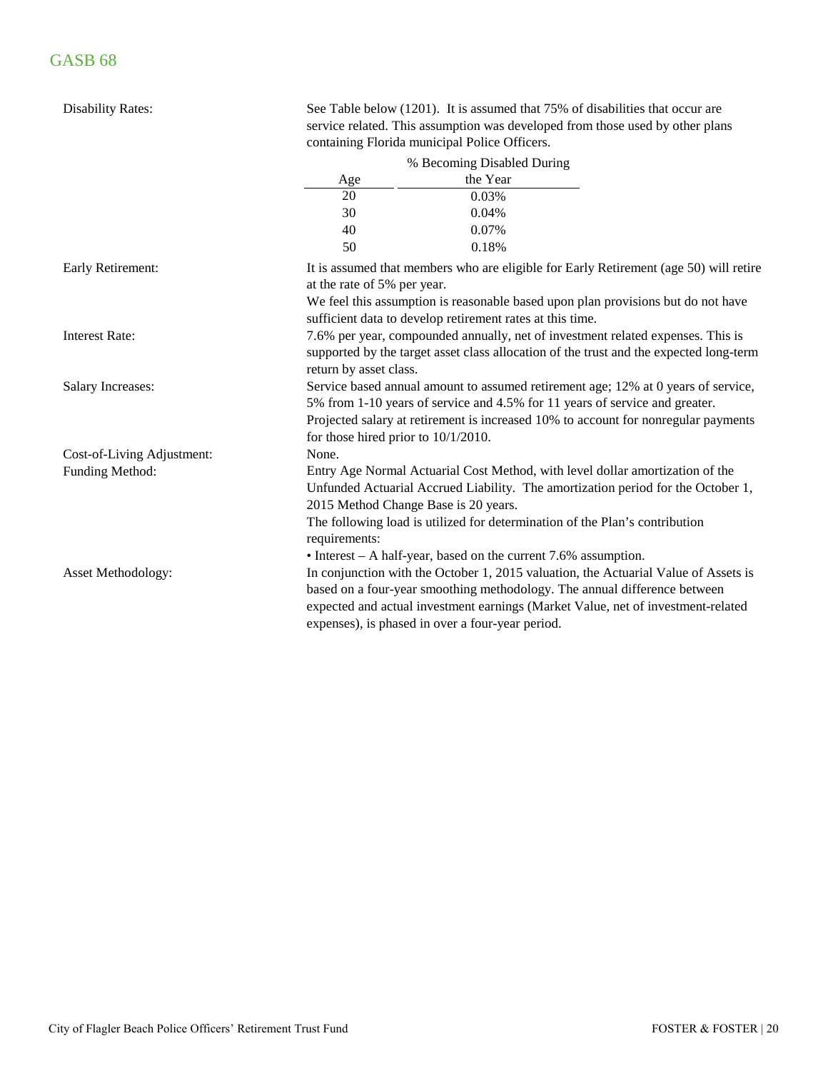## GASB 68

**Disability Rates:** See Table below (1201). It is assumed that 75% of disabilities that occur are service related. This assumption was developed from those used by other plans containing Florida municipal Police Officers.

| Age | % Becoming Disabled During the Year |
|---|---|
| 20 | 0.03% |
| 30 | 0.04% |
| 40 | 0.07% |
| 50 | 0.18% |

**Early Retirement:** It is assumed that members who are eligible for Early Retirement (age 50) will retire at the rate of 5% per year.
We feel this assumption is reasonable based upon plan provisions but do not have sufficient data to develop retirement rates at this time.

**Interest Rate:** 7.6% per year, compounded annually, net of investment related expenses. This is supported by the target asset class allocation of the trust and the expected long-term return by asset class.

**Salary Increases:** Service based annual amount to assumed retirement age; 12% at 0 years of service, 5% from 1-10 years of service and 4.5% for 11 years of service and greater.
Projected salary at retirement is increased 10% to account for nonregular payments for those hired prior to 10/1/2010.

**Cost-of-Living Adjustment:** None.

**Funding Method:** Entry Age Normal Actuarial Cost Method, with level dollar amortization of the Unfunded Actuarial Accrued Liability. The amortization period for the October 1, 2015 Method Change Base is 20 years.
The following load is utilized for determination of the Plan's contribution requirements:

- Interest – A half-year, based on the current 7.6% assumption.

**Asset Methodology:** In conjunction with the October 1, 2015 valuation, the Actuarial Value of Assets is based on a four-year smoothing methodology. The annual difference between expected and actual investment earnings (Market Value, net of investment-related expenses), is phased in over a four-year period.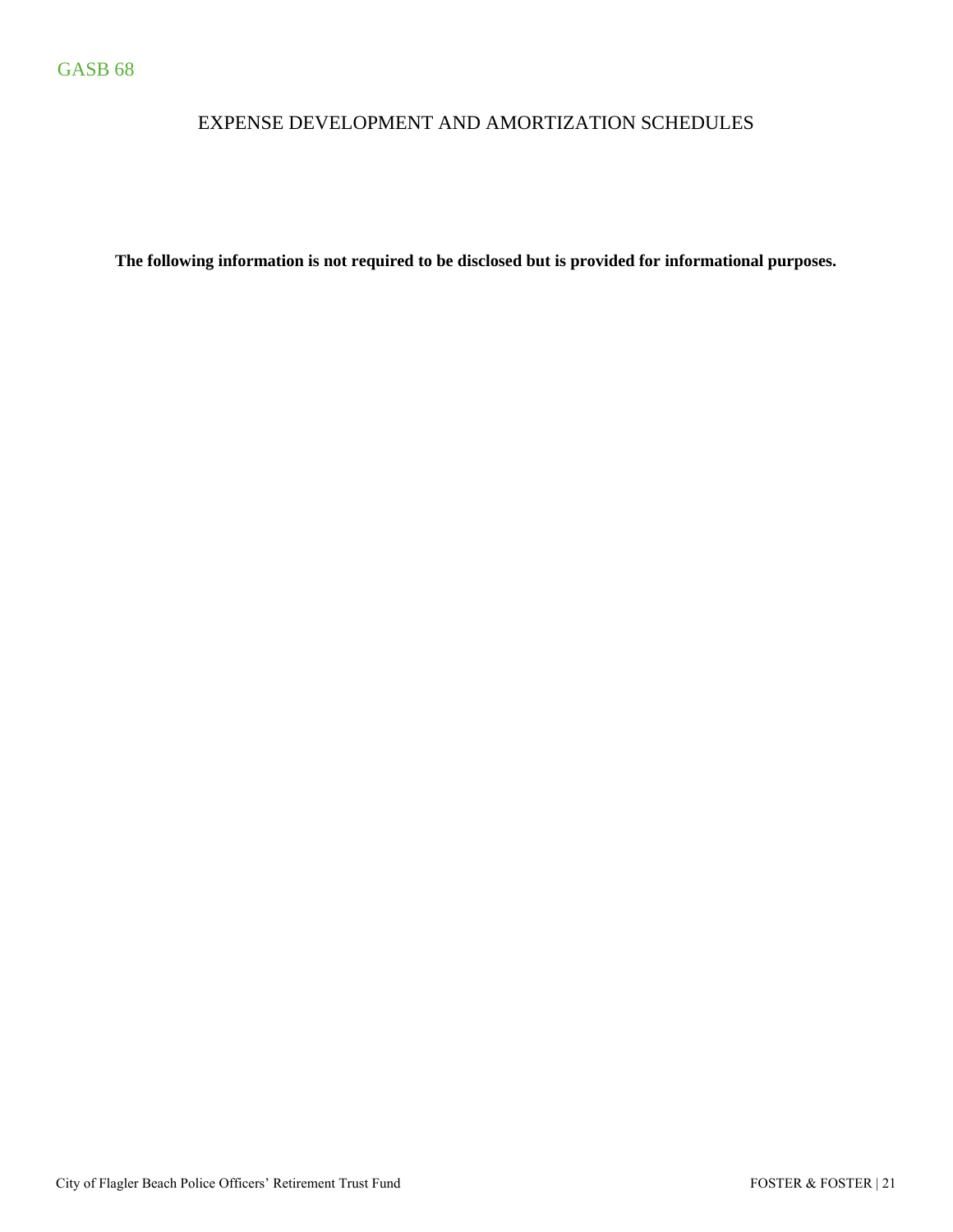GASB 68

# EXPENSE DEVELOPMENT AND AMORTIZATION SCHEDULES

**The following information is not required to be disclosed but is provided for informational purposes.**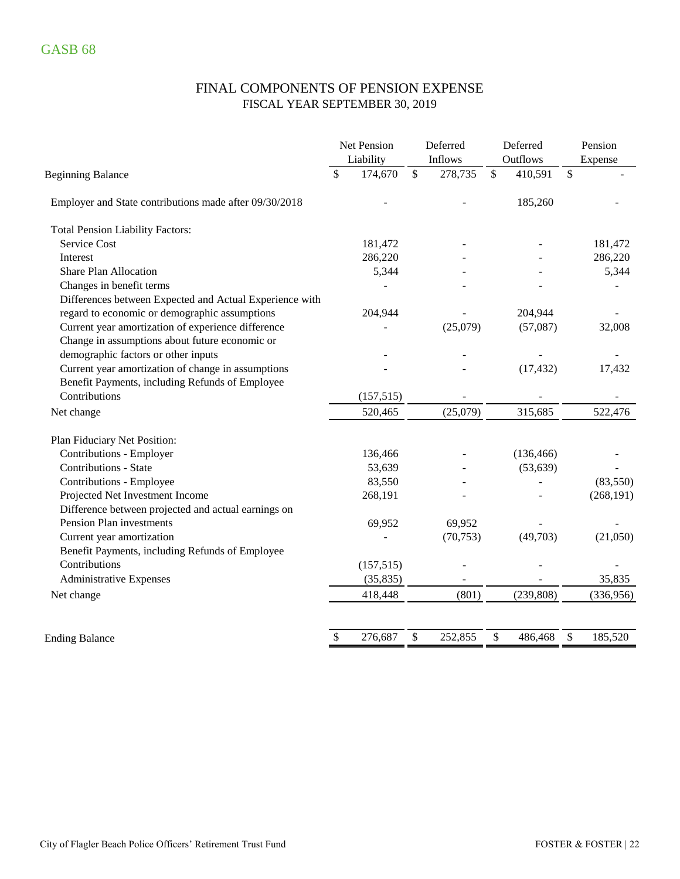# GASB 68

## FINAL COMPONENTS OF PENSION EXPENSE
### FISCAL YEAR SEPTEMBER 30, 2019

| | Net Pension Liability | Deferred Inflows | Deferred Outflows | Pension Expense |
|---|---|---|---|---|
| Beginning Balance | $ 174,670 | $ 278,735 | $ 410,591 | $ - |
| Employer and State contributions made after 09/30/2018 | - | - | 185,260 | - |
| **Total Pension Liability Factors:** | | | | |
| Service Cost | 181,472 | - | - | 181,472 |
| Interest | 286,220 | - | - | 286,220 |
| Share Plan Allocation | 5,344 | - | - | 5,344 |
| Changes in benefit terms | - | - | - | - |
| Differences between Expected and Actual Experience with regard to economic or demographic assumptions | 204,944 | - | 204,944 | - |
| Current year amortization of experience difference | - | (25,079) | (57,087) | 32,008 |
| Change in assumptions about future economic or demographic factors or other inputs | - | - | - | - |
| Current year amortization of change in assumptions | - | - | (17,432) | 17,432 |
| Benefit Payments, including Refunds of Employee Contributions | (157,515) | - | - | - |
| Net change | 520,465 | (25,079) | 315,685 | 522,476 |
| **Plan Fiduciary Net Position:** | | | | |
| Contributions - Employer | 136,466 | - | (136,466) | - |
| Contributions - State | 53,639 | - | (53,639) | - |
| Contributions - Employee | 83,550 | - | - | (83,550) |
| Projected Net Investment Income | 268,191 | - | - | (268,191) |
| Difference between projected and actual earnings on Pension Plan investments | 69,952 | 69,952 | - | - |
| Current year amortization | - | (70,753) | (49,703) | (21,050) |
| Benefit Payments, including Refunds of Employee Contributions | (157,515) | - | - | - |
| Administrative Expenses | (35,835) | - | - | 35,835 |
| Net change | 418,448 | (801) | (239,808) | (336,956) |
| Ending Balance | $ 276,687 | $ 252,855 | $ 486,468 | $ 185,520 |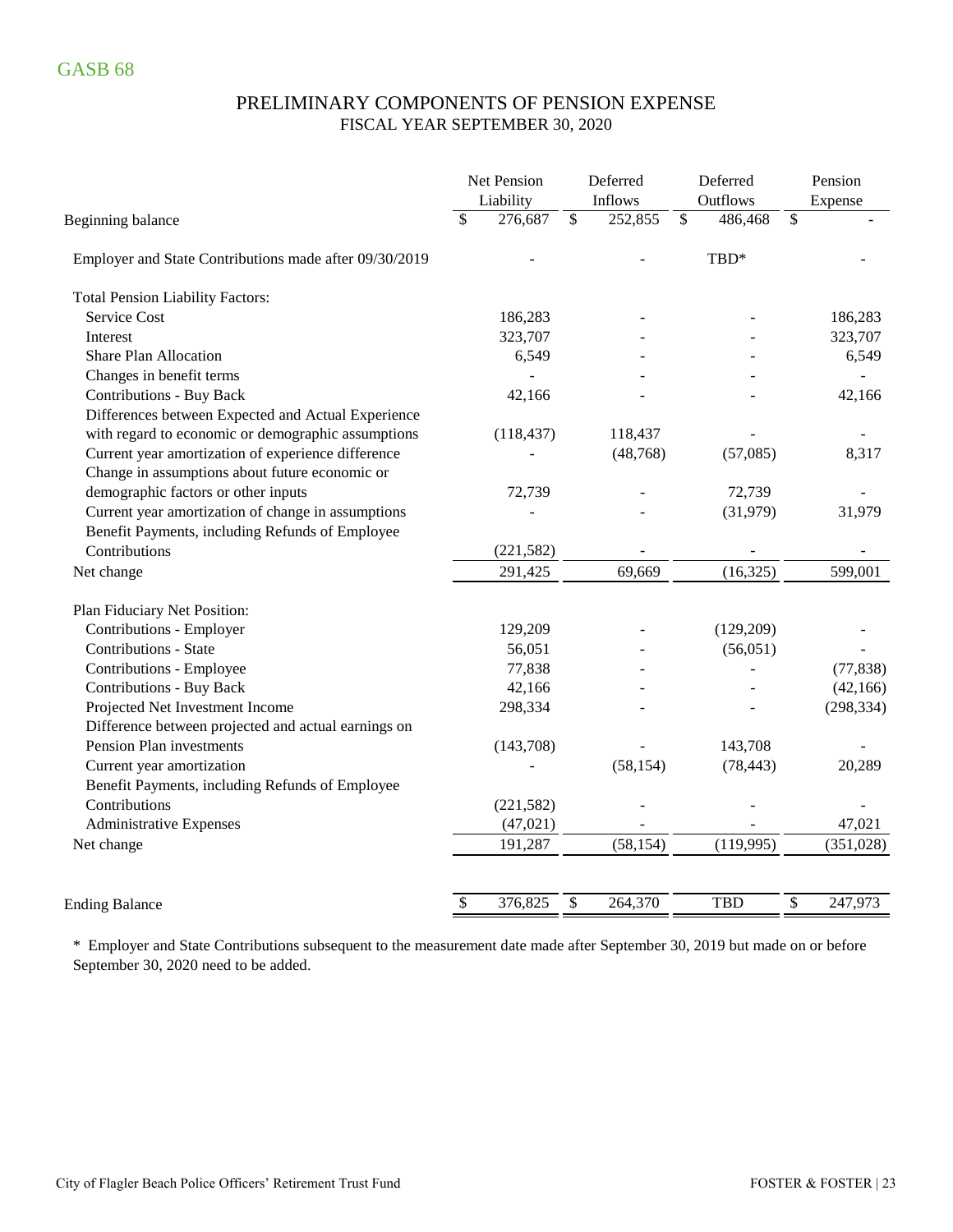GASB 68

## PRELIMINARY COMPONENTS OF PENSION EXPENSE
### FISCAL YEAR SEPTEMBER 30, 2020

| | Net Pension Liability | Deferred Inflows | Deferred Outflows | Pension Expense |
|---|---|---|---|---|
| Beginning balance | $ 276,687 | $ 252,855 | $ 486,468 | $ - |
| Employer and State Contributions made after 09/30/2019 | - | - | TBD* | - |
| Total Pension Liability Factors: | | | | |
| Service Cost | 186,283 | - | - | 186,283 |
| Interest | 323,707 | - | - | 323,707 |
| Share Plan Allocation | 6,549 | - | - | 6,549 |
| Changes in benefit terms | - | - | - | - |
| Contributions - Buy Back | 42,166 | - | - | 42,166 |
| Differences between Expected and Actual Experience with regard to economic or demographic assumptions | (118,437) | 118,437 | - | - |
| Current year amortization of experience difference | - | (48,768) | (57,085) | 8,317 |
| Change in assumptions about future economic or demographic factors or other inputs | 72,739 | - | 72,739 | - |
| Current year amortization of change in assumptions | - | - | (31,979) | 31,979 |
| Benefit Payments, including Refunds of Employee Contributions | (221,582) | - | - | - |
| Net change | 291,425 | 69,669 | (16,325) | 599,001 |
| Plan Fiduciary Net Position: | | | | |
| Contributions - Employer | 129,209 | - | (129,209) | - |
| Contributions - State | 56,051 | - | (56,051) | - |
| Contributions - Employee | 77,838 | - | - | (77,838) |
| Contributions - Buy Back | 42,166 | - | - | (42,166) |
| Projected Net Investment Income | 298,334 | - | - | (298,334) |
| Difference between projected and actual earnings on Pension Plan investments | (143,708) | - | 143,708 | - |
| Current year amortization | - | (58,154) | (78,443) | 20,289 |
| Benefit Payments, including Refunds of Employee Contributions | (221,582) | - | - | - |
| Administrative Expenses | (47,021) | - | - | 47,021 |
| Net change | 191,287 | (58,154) | (119,995) | (351,028) |
| Ending Balance | $ 376,825 | $ 264,370 | TBD | $ 247,973 |

\* Employer and State Contributions subsequent to the measurement date made after September 30, 2019 but made on or before September 30, 2020 need to be added.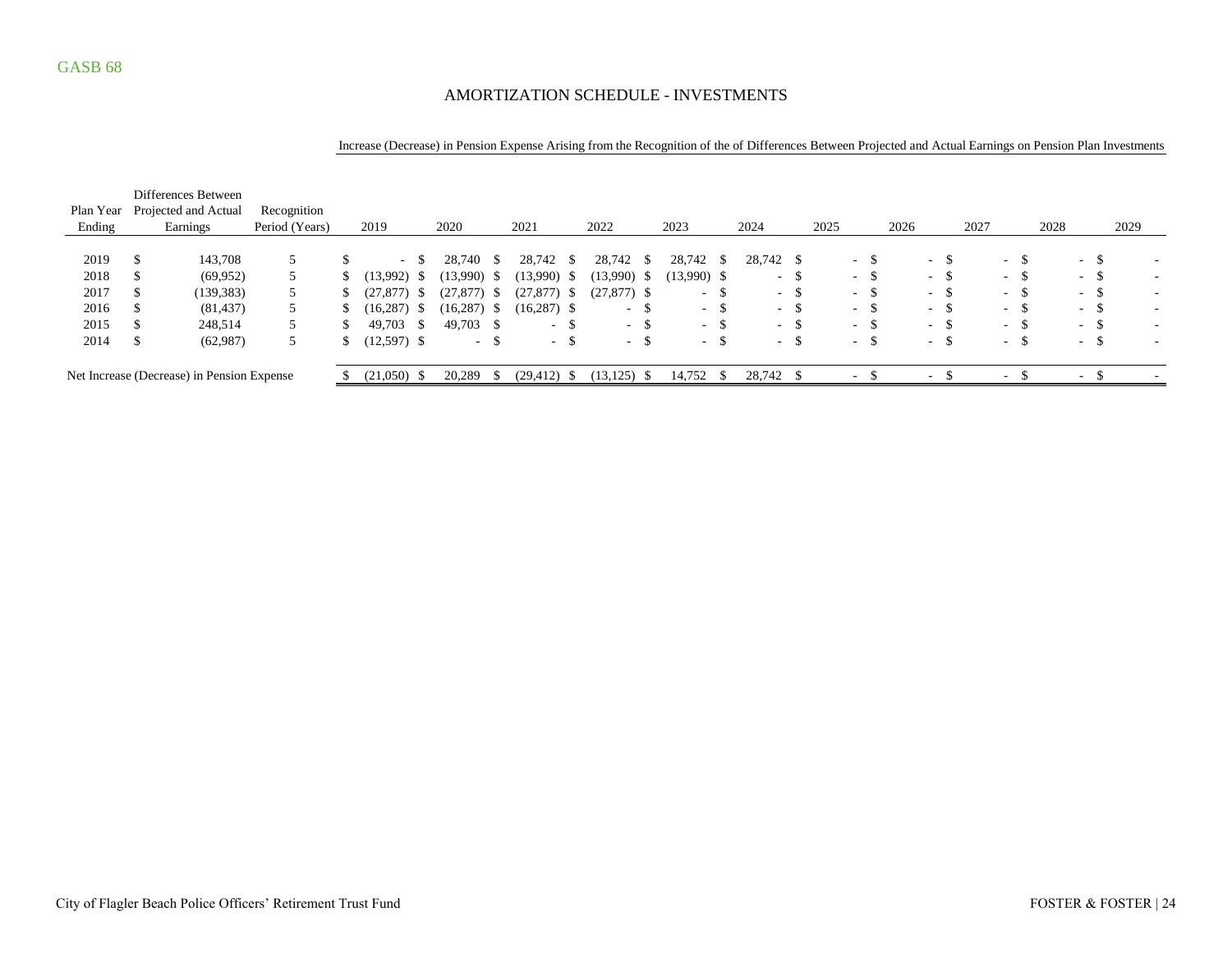GASB 68

## AMORTIZATION SCHEDULE - INVESTMENTS

Increase (Decrease) in Pension Expense Arising from the Recognition of the of Differences Between Projected and Actual Earnings on Pension Plan Investments

| Plan Year Ending | Differences Between Projected and Actual Earnings | Recognition Period (Years) | 2019 | 2020 | 2021 | 2022 | 2023 | 2024 | 2025 | 2026 | 2027 | 2028 | 2029 |
|---|---|---|---|---|---|---|---|---|---|---|---|---|---|
| 2019 | $ 143,708 | 5 | $ - | $ 28,740 | $ 28,742 | $ 28,742 | $ 28,742 | $ 28,742 | $ - | $ - | $ - | $ - | $ - |
| 2018 | $ (69,952) | 5 | $ (13,992) | $ (13,990) | $ (13,990) | $ (13,990) | $ (13,990) | $ - | $ - | $ - | $ - | $ - | $ - |
| 2017 | $ (139,383) | 5 | $ (27,877) | $ (27,877) | $ (27,877) | $ (27,877) | $ - | $ - | $ - | $ - | $ - | $ - | $ - |
| 2016 | $ (81,437) | 5 | $ (16,287) | $ (16,287) | $ (16,287) | $ - | $ - | $ - | $ - | $ - | $ - | $ - | $ - |
| 2015 | $ 248,514 | 5 | $ 49,703 | $ 49,703 | $ - | $ - | $ - | $ - | $ - | $ - | $ - | $ - | $ - |
| 2014 | $ (62,987) | 5 | $ (12,597) | $ - | $ - | $ - | $ - | $ - | $ - | $ - | $ - | $ - | $ - |
| Net Increase (Decrease) in Pension Expense | | | $ (21,050) | $ 20,289 | $ (29,412) | $ (13,125) | $ 14,752 | $ 28,742 | $ - | $ - | $ - | $ - | $ - |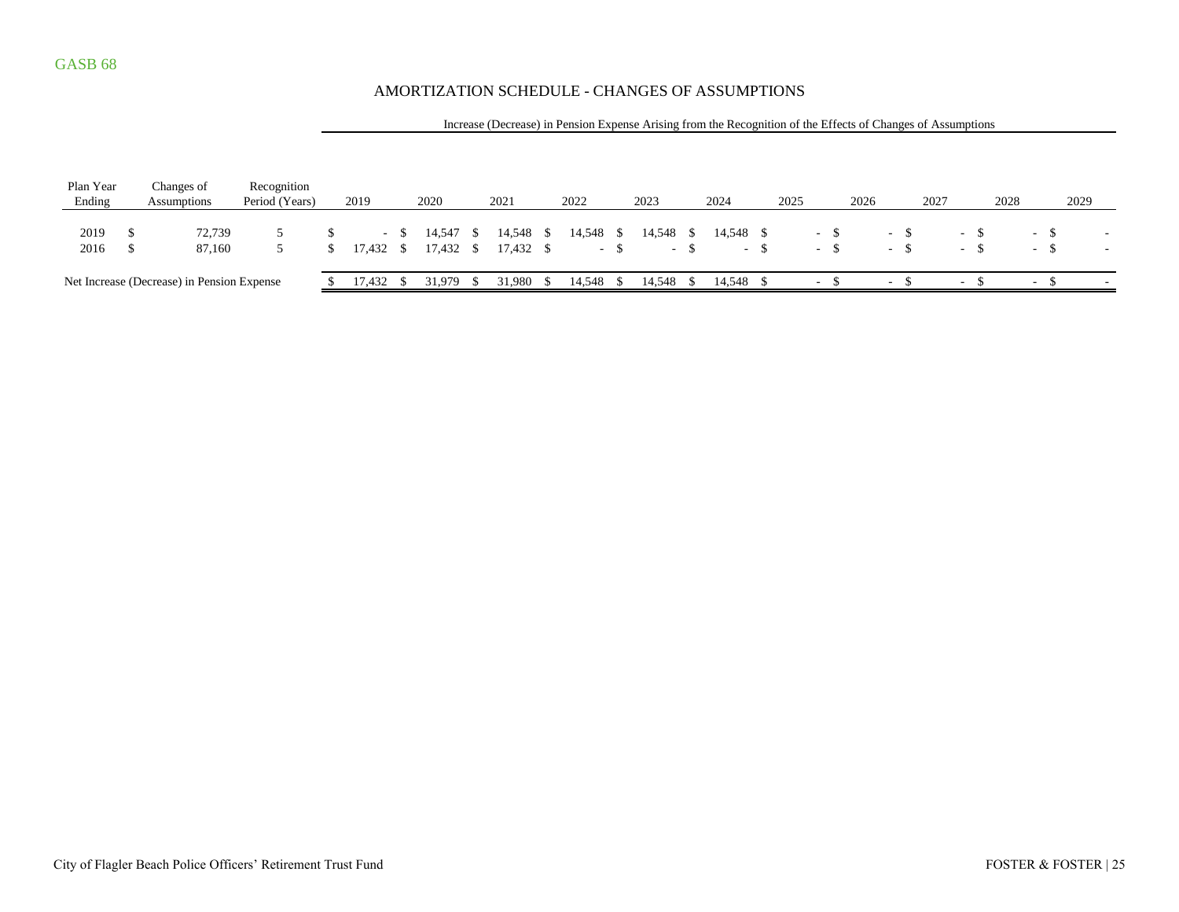GASB 68

## AMORTIZATION SCHEDULE - CHANGES OF ASSUMPTIONS

| Plan Year Ending | Changes of Assumptions | Recognition Period (Years) | Increase (Decrease) in Pension Expense Arising from the Recognition of the Effects of Changes of Assumptions | | | | | | | | | | |
|---|---|---|---|---|---|---|---|---|---|---|---|---|---|
| | | | 2019 | 2020 | 2021 | 2022 | 2023 | 2024 | 2025 | 2026 | 2027 | 2028 | 2029 |
| 2019 | $ 72,739 | 5 | $ - | $ 14,547 | $ 14,548 | $ 14,548 | $ 14,548 | $ 14,548 | $ - | $ - | $ - | $ - | $ - |
| 2016 | $ 87,160 | 5 | $ 17,432 | $ 17,432 | $ 17,432 | $ - | $ - | $ - | $ - | $ - | $ - | $ - | $ - |
| Net Increase (Decrease) in Pension Expense | | | $ 17,432 | $ 31,979 | $ 31,980 | $ 14,548 | $ 14,548 | $ 14,548 | $ - | $ - | $ - | $ - | $ - |

City of Flagler Beach Police Officers' Retirement Trust Fund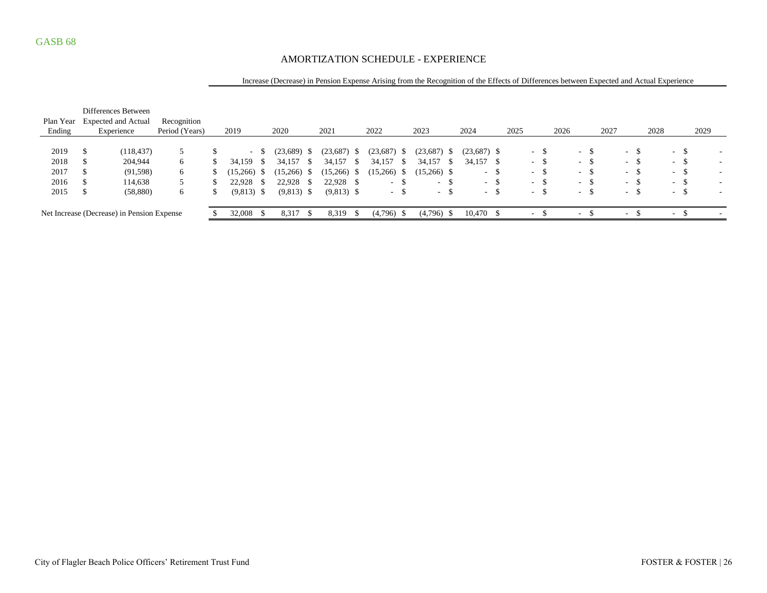GASB 68

## AMORTIZATION SCHEDULE - EXPERIENCE

Increase (Decrease) in Pension Expense Arising from the Recognition of the Effects of Differences between Expected and Actual Experience

| Plan Year Ending | Differences Between Expected and Actual Experience | Recognition Period (Years) | 2019 | 2020 | 2021 | 2022 | 2023 | 2024 | 2025 | 2026 | 2027 | 2028 | 2029 |
|---|---|---|---|---|---|---|---|---|---|---|---|---|---|
| 2019 | $ (118,437) | 5 | $ - | $ (23,689) | $ (23,687) | $ (23,687) | $ (23,687) | $ (23,687) | $ - | $ - | $ - | $ - | $ - |
| 2018 | $ 204,944 | 6 | $ 34,159 | $ 34,157 | $ 34,157 | $ 34,157 | $ 34,157 | $ 34,157 | $ - | $ - | $ - | $ - | $ - |
| 2017 | $ (91,598) | 6 | $ (15,266) | $ (15,266) | $ (15,266) | $ (15,266) | $ (15,266) | $ - | $ - | $ - | $ - | $ - | $ - |
| 2016 | $ 114,638 | 5 | $ 22,928 | $ 22,928 | $ 22,928 | $ - | $ - | $ - | $ - | $ - | $ - | $ - | $ - |
| 2015 | $ (58,880) | 6 | $ (9,813) | $ (9,813) | $ (9,813) | $ - | $ - | $ - | $ - | $ - | $ - | $ - | $ - |
| Net Increase (Decrease) in Pension Expense | | | $ 32,008 | $ 8,317 | $ 8,319 | $ (4,796) | $ (4,796) | $ 10,470 | $ - | $ - | $ - | $ - | $ - |

City of Flagler Beach Police Officers' Retirement Trust Fund

FOSTER & FOSTER